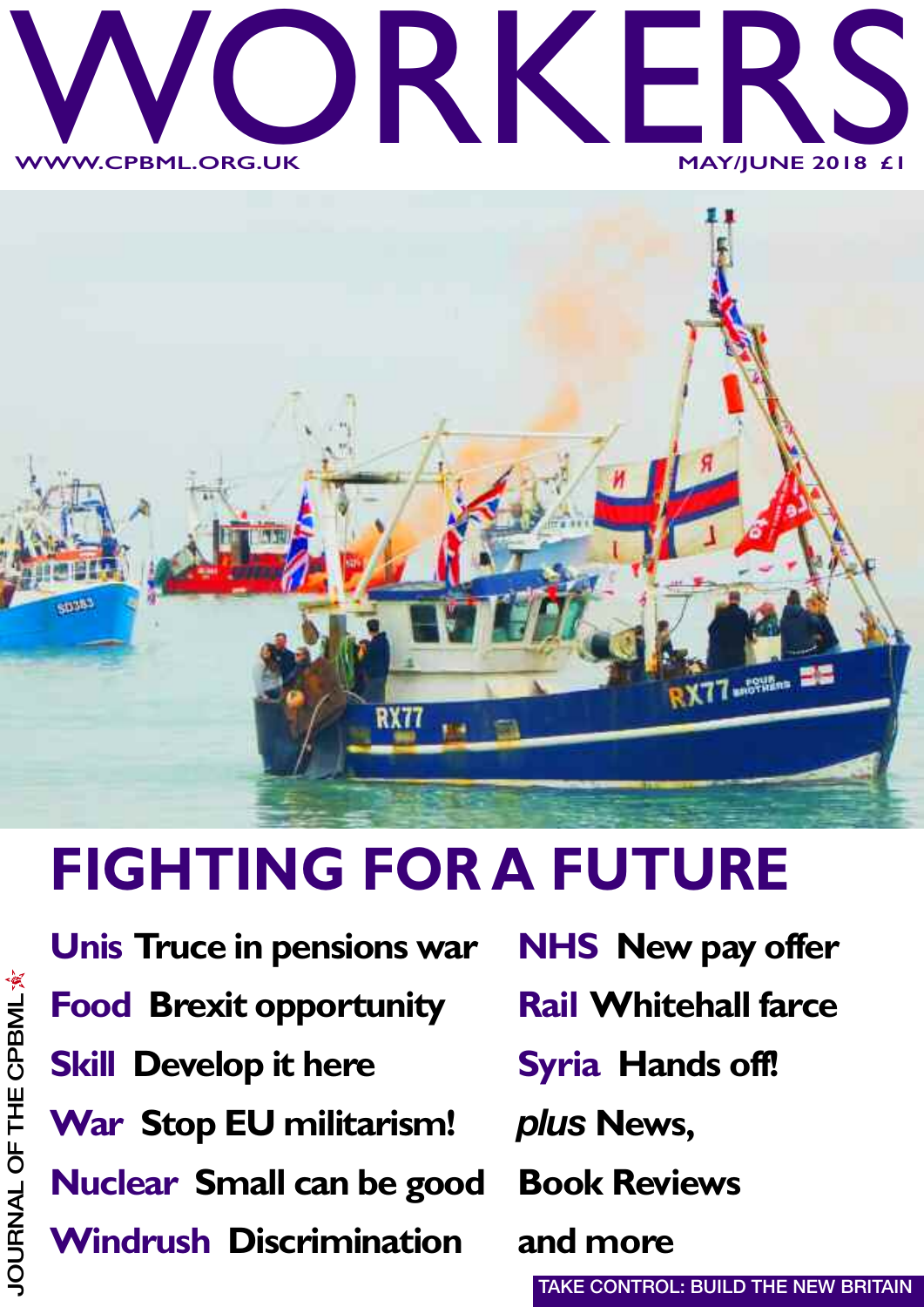# WORKERS

WWW.CPBML.ORG.UK

MAY/JUNE 2018 £1

## FIGHTING FOR A FUTURE

**Unis** Truce in pensions war

**Food** Brexit opportunity

**Skill** Develop it here

**War** Stop EU militarism!

**Nuclear** Small can be good

**Windrush** Discrimination

**NHS** New pay offer

**Rail** Whitehall farce

**Syria** Hands off!

*plus* News, Book Reviews and more

JOURNAL OF THE CPBML

TAKE CONTROL: BUILD THE NEW BRITAIN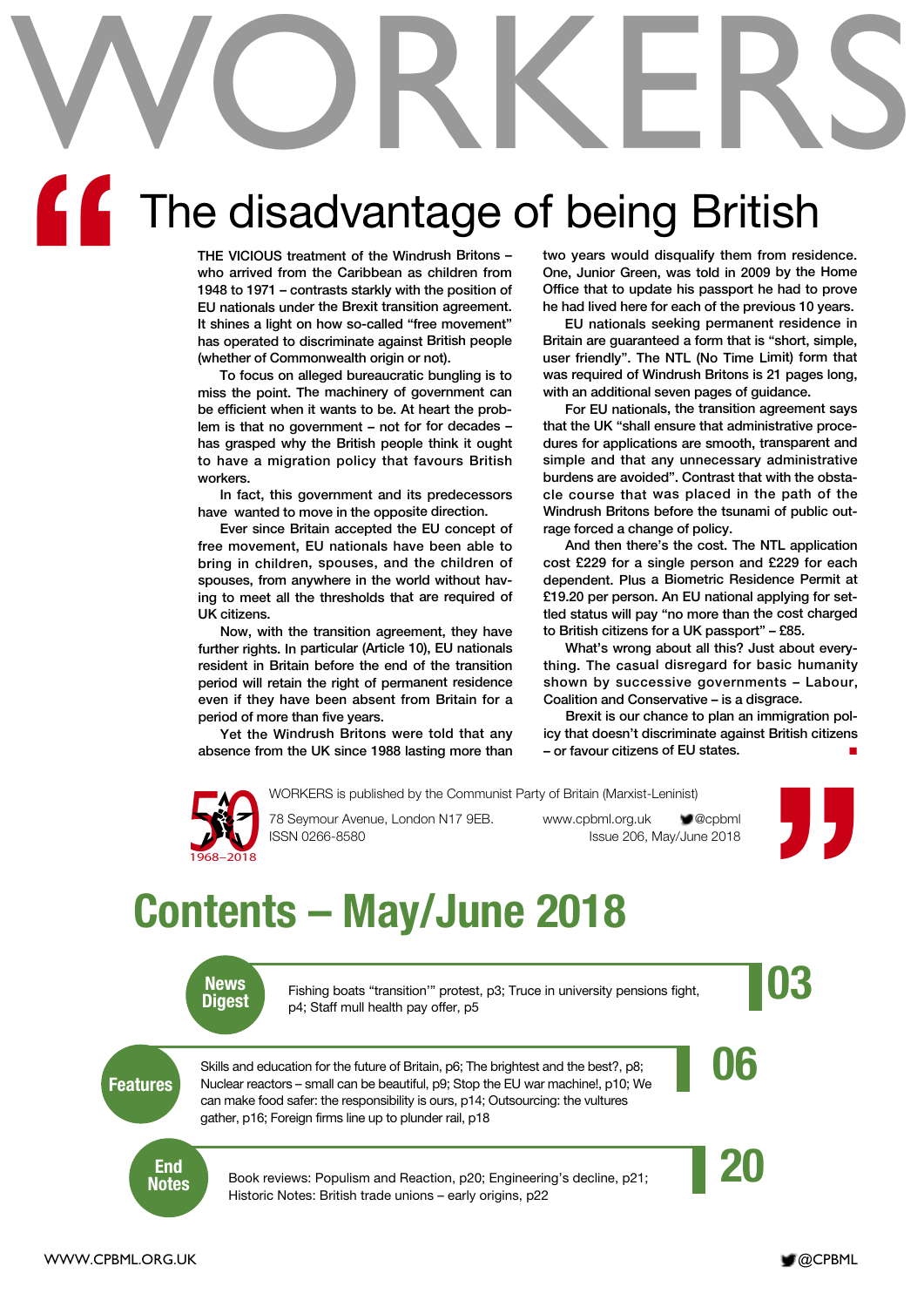# WORKERS

## The disadvantage of being British

THE VICIOUS treatment of the Windrush Britons – who arrived from the Caribbean as children from 1948 to 1971 – contrasts starkly with the position of EU nationals under the Brexit transition agreement. It shines a light on how so-called "free movement" has operated to discriminate against British people (whether of Commonwealth origin or not).

To focus on alleged bureaucratic bungling is to miss the point. The machinery of government can be efficient when it wants to be. At heart the problem is that no government – not for decades – has grasped why the British people think it ought to have a migration policy that favours British workers.

In fact, this government and its predecessors have wanted to move in the opposite direction.

Ever since Britain accepted the EU concept of free movement, EU nationals have been able to bring in children, spouses, and the children of spouses, from anywhere in the world without having to meet all the thresholds that are required of UK citizens.

Now, with the transition agreement, they have further rights. In particular (Article 10), EU nationals resident in Britain before the end of the transition period will retain the right of permanent residence even if they have been absent from Britain for a period of more than five years.

Yet the Windrush Britons were told that any absence from the UK since 1988 lasting more than two years would disqualify them from residence. One, Junior Green, was told in 2009 by the Home Office that to update his passport he had to prove he had lived here for each of the previous 10 years.

EU nationals seeking permanent residence in Britain are guaranteed a form that is "short, simple, user friendly". The NTL (No Time Limit) form that was required of Windrush Britons is 21 pages long, with an additional seven pages of guidance.

For EU nationals, the transition agreement says that the UK "shall ensure that administrative procedures for applications are smooth, transparent and simple and that any unnecessary administrative burdens are avoided". Contrast that with the obstacle course that was placed in the path of the Windrush Britons before the tsunami of public outrage forced a change of policy.

And then there's the cost. The NTL application cost £229 for a single person and £229 for each dependent. Plus a Biometric Residence Permit at £19.20 per person. An EU national applying for settled status will pay "no more than the cost charged to British citizens for a UK passport" – £85.

What's wrong about all this? Just about everything. The casual disregard for basic humanity shown by successive governments – Labour, Coalition and Conservative – is a disgrace.

Brexit is our chance to plan an immigration policy that doesn't discriminate against British citizens – or favour citizens of EU states. ■

50 1968–2018

WORKERS is published by the Communist Party of Britain (Marxist-Leninist)

78 Seymour Avenue, London N17 9EB. ISSN 0266-8580

www.cpbml.org.uk @cpbml

Issue 206, May/June 2018

# Contents – May/June 2018

**News Digest** — **03**
Fishing boats "transition'" protest, p3; Truce in university pensions fight, p4; Staff mull health pay offer, p5

**Features** — **06**
Skills and education for the future of Britain, p6; The brightest and the best?, p8; Nuclear reactors – small can be beautiful, p9; Stop the EU war machine!, p10; We can make food safer: the responsibility is ours, p14; Outsourcing: the vultures gather, p16; Foreign firms line up to plunder rail, p18

**End Notes** — **20**
Book reviews: Populism and Reaction, p20; Engineering's decline, p21; Historic Notes: British trade unions – early origins, p22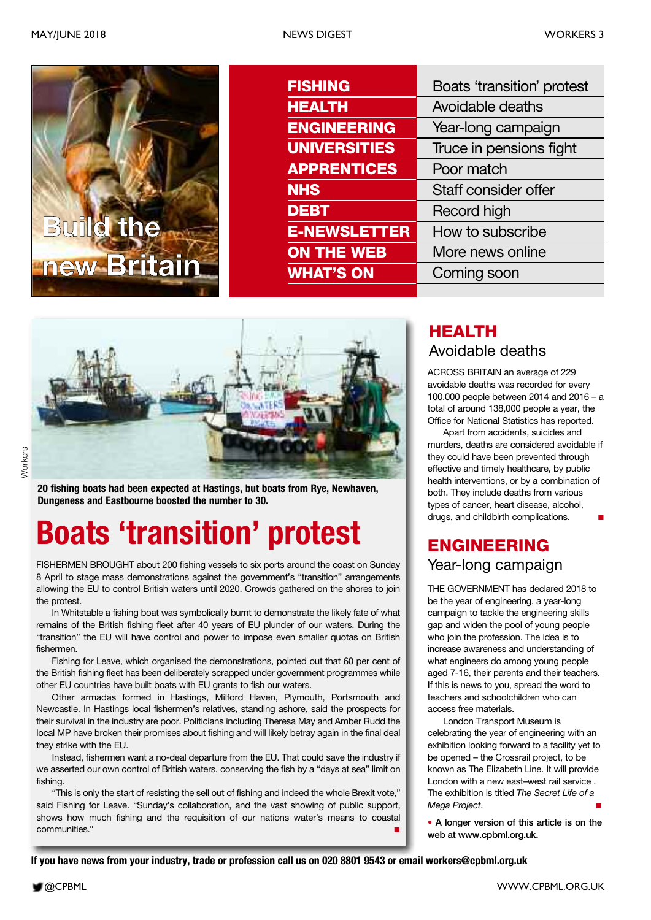Build the new Britain

| | |
|---|---|
| **FISHING** | Boats 'transition' protest |
| **HEALTH** | Avoidable deaths |
| **ENGINEERING** | Year-long campaign |
| **UNIVERSITIES** | Truce in pensions fight |
| **APPRENTICES** | Poor match |
| **NHS** | Staff consider offer |
| **DEBT** | Record high |
| **E-NEWSLETTER** | How to subscribe |
| **ON THE WEB** | More news online |
| **WHAT'S ON** | Coming soon |

**20 fishing boats had been expected at Hastings, but boats from Rye, Newhaven, Dungeness and Eastbourne boosted the number to 30.**

# Boats 'transition' protest

FISHERMEN BROUGHT about 200 fishing vessels to six ports around the coast on Sunday 8 April to stage mass demonstrations against the government's "transition" arrangements allowing the EU to control British waters until 2020. Crowds gathered on the shores to join the protest.

In Whitstable a fishing boat was symbolically burnt to demonstrate the likely fate of what remains of the British fishing fleet after 40 years of EU plunder of our waters. During the "transition" the EU will have control and power to impose even smaller quotas on British fishermen.

Fishing for Leave, which organised the demonstrations, pointed out that 60 per cent of the British fishing fleet has been deliberately scrapped under government programmes while other EU countries have built boats with EU grants to fish our waters.

Other armadas formed in Hastings, Milford Haven, Plymouth, Portsmouth and Newcastle. In Hastings local fishermen's relatives, standing ashore, said the prospects for their survival in the industry are poor. Politicians including Theresa May and Amber Rudd the local MP have broken their promises about fishing and will likely betray again in the final deal they strike with the EU.

Instead, fishermen want a no-deal departure from the EU. That could save the industry if we asserted our own control of British waters, conserving the fish by a "days at sea" limit on fishing.

"This is only the start of resisting the sell out of fishing and indeed the whole Brexit vote," said Fishing for Leave. "Sunday's collaboration, and the vast showing of public support, shows how much fishing and the requisition of our nations water's means to coastal communities." ■

## HEALTH
### Avoidable deaths

ACROSS BRITAIN an average of 229 avoidable deaths was recorded for every 100,000 people between 2014 and 2016 – a total of around 138,000 people a year, the Office for National Statistics has reported.

Apart from accidents, suicides and murders, deaths are considered avoidable if they could have been prevented through effective and timely healthcare, by public health interventions, or by a combination of both. They include deaths from various types of cancer, heart disease, alcohol, drugs, and childbirth complications. ■

## ENGINEERING
### Year-long campaign

THE GOVERNMENT has declared 2018 to be the year of engineering, a year-long campaign to tackle the engineering skills gap and widen the pool of young people who join the profession. The idea is to increase awareness and understanding of what engineers do among young people aged 7-16, their parents and their teachers. If this is news to you, spread the word to teachers and schoolchildren who can access free materials.

London Transport Museum is celebrating the year of engineering with an exhibition looking forward to a facility yet to be opened – the Crossrail project, to be known as The Elizabeth Line. It will provide London with a new east–west rail service . The exhibition is titled *The Secret Life of a Mega Project*. ■

**• A longer version of this article is on the web at www.cpbml.org.uk.**

**If you have news from your industry, trade or profession call us on 020 8801 9543 or email workers@cpbml.org.uk**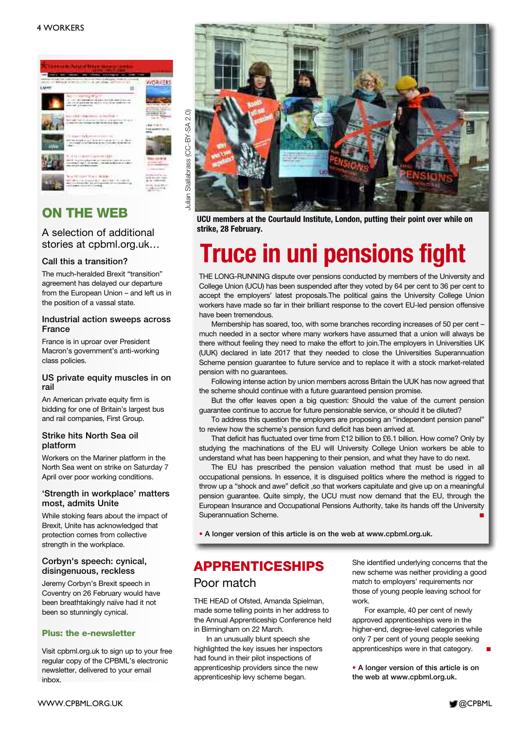## ON THE WEB

A selection of additional stories at cpbml.org.uk…

### Call this a transition?

The much-heralded Brexit "transition" agreement has delayed our departure from the European Union – and left us in the position of a vassal state.

### Industrial action sweeps across France

France is in uproar over President Macron's government's anti-working class policies.

### US private equity muscles in on rail

An American private equity firm is bidding for one of Britain's largest bus and rail companies, First Group.

### Strike hits North Sea oil platform

Workers on the Mariner platform in the North Sea went on strike on Saturday 7 April over poor working conditions.

### 'Strength in workplace' matters most, admits Unite

While stoking fears about the impact of Brexit, Unite has acknowledged that protection comes from collective strength in the workplace.

### Corbyn's speech: cynical, disingenuous, reckless

Jeremy Corbyn's Brexit speech in Coventry on 26 February would have been breathtakingly naïve had it not been so stunningly cynical.

### Plus: the e-newsletter

Visit cpbml.org.uk to sign up to your free regular copy of the CPBML's electronic newsletter, delivered to your email inbox.

Julian Stallabrass (CC-BY-SA 2.0)

**UCU members at the Courtauld Institute, London, putting their point over while on strike, 28 February.**

# Truce in uni pensions fight

THE LONG-RUNNING dispute over pensions conducted by members of the University and College Union (UCU) has been suspended after they voted by 64 per cent to 36 per cent to accept the employers' latest proposals.The political gains the University College Union workers have made so far in their brilliant response to the covert EU-led pension offensive have been tremendous.

Membership has soared, too, with some branches recording increases of 50 per cent – much needed in a sector where many workers have assumed that a union will always be there without feeling they need to make the effort to join.The employers in Universities UK (UUK) declared in late 2017 that they needed to close the Universities Superannuation Scheme pension guarantee to future service and to replace it with a stock market-related pension with no guarantees.

Following intense action by union members across Britain the UUK has now agreed that the scheme should continue with a future guaranteed pension promise.

But the offer leaves open a big question: Should the value of the current pension guarantee continue to accrue for future pensionable service, or should it be diluted?

To address this question the employers are proposing an "independent pension panel" to review how the scheme's pension fund deficit has been arrived at.

That deficit has fluctuated over time from £12 billion to £6.1 billion. How come? Only by studying the machinations of the EU will University College Union workers be able to understand what has been happening to their pension, and what they have to do next.

The EU has prescribed the pension valuation method that must be used in all occupational pensions. In essence, it is disguised politics where the method is rigged to throw up a "shock and awe" deficit ,so that workers capitulate and give up on a meaningful pension guarantee. Quite simply, the UCU must now demand that the EU, through the European Insurance and Occupational Pensions Authority, take its hands off the University Superannuation Scheme. ■

**• A longer version of this article is on the web at www.cpbml.org.uk.**

## APPRENTICESHIPS

### Poor match

THE HEAD of Ofsted, Amanda Spielman, made some telling points in her address to the Annual Apprenticeship Conference held in Birmingham on 22 March.

In an unusually blunt speech she highlighted the key issues her inspectors had found in their pilot inspections of apprenticeship providers since the new apprenticeship levy scheme began.

She identified underlying concerns that the new scheme was neither providing a good match to employers' requirements nor those of young people leaving school for work.

For example, 40 per cent of newly approved apprenticeships were in the higher-end, degree-level categories while only 7 per cent of young people seeking apprenticeships were in that category. ■

**• A longer version of this article is on the web at www.cpbml.org.uk.**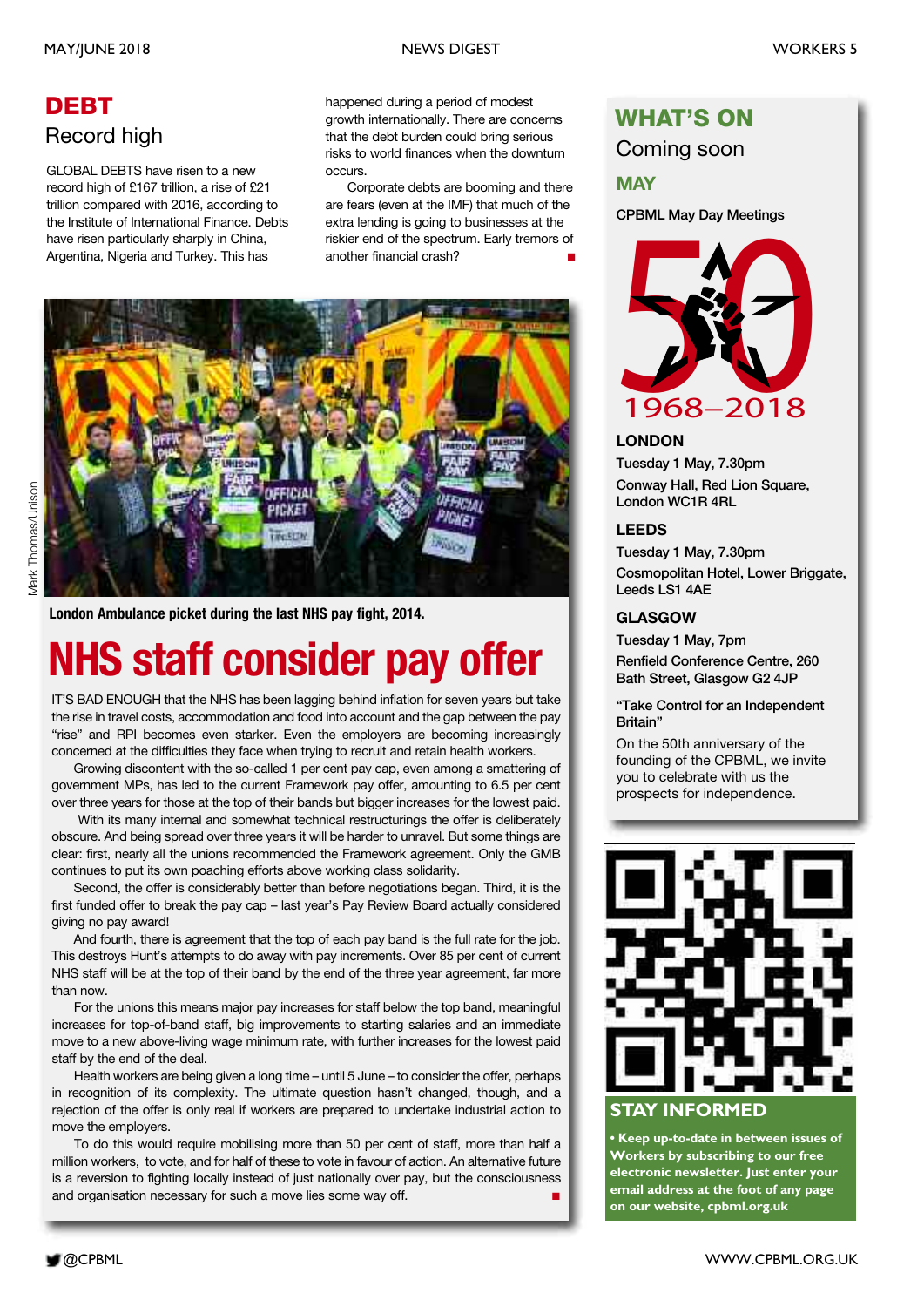## DEBT

### Record high

GLOBAL DEBTS have risen to a new record high of £167 trillion, a rise of £21 trillion compared with 2016, according to the Institute of International Finance. Debts have risen particularly sharply in China, Argentina, Nigeria and Turkey. This has happened during a period of modest growth internationally. There are concerns that the debt burden could bring serious risks to world finances when the downturn occurs.

Corporate debts are booming and there are fears (even at the IMF) that much of the extra lending is going to businesses at the riskier end of the spectrum. Early tremors of another financial crash? ■

Mark Thomas/Unison

**London Ambulance picket during the last NHS pay fight, 2014.**

# NHS staff consider pay offer

IT'S BAD ENOUGH that the NHS has been lagging behind inflation for seven years but take the rise in travel costs, accommodation and food into account and the gap between the pay "rise" and RPI becomes even starker. Even the employers are becoming increasingly concerned at the difficulties they face when trying to recruit and retain health workers.

Growing discontent with the so-called 1 per cent pay cap, even among a smattering of government MPs, has led to the current Framework pay offer, amounting to 6.5 per cent over three years for those at the top of their bands but bigger increases for the lowest paid.

With its many internal and somewhat technical restructurings the offer is deliberately obscure. And being spread over three years it will be harder to unravel. But some things are clear: first, nearly all the unions recommended the Framework agreement. Only the GMB continues to put its own poaching efforts above working class solidarity.

Second, the offer is considerably better than before negotiations began. Third, it is the first funded offer to break the pay cap – last year's Pay Review Board actually considered giving no pay award!

And fourth, there is agreement that the top of each pay band is the full rate for the job. This destroys Hunt's attempts to do away with pay increments. Over 85 per cent of current NHS staff will be at the top of their band by the end of the three year agreement, far more than now.

For the unions this means major pay increases for staff below the top band, meaningful increases for top-of-band staff, big improvements to starting salaries and an immediate move to a new above-living wage minimum rate, with further increases for the lowest paid staff by the end of the deal.

Health workers are being given a long time – until 5 June – to consider the offer, perhaps in recognition of its complexity. The ultimate question hasn't changed, though, and a rejection of the offer is only real if workers are prepared to undertake industrial action to move the employers.

To do this would require mobilising more than 50 per cent of staff, more than half a million workers, to vote, and for half of these to vote in favour of action. An alternative future is a reversion to fighting locally instead of just nationally over pay, but the consciousness and organisation necessary for such a move lies some way off. ■

## WHAT'S ON

### Coming soon

**MAY**

CPBML May Day Meetings

50 1968–2018

**LONDON**

Tuesday 1 May, 7.30pm

Conway Hall, Red Lion Square, London WC1R 4RL

**LEEDS**

Tuesday 1 May, 7.30pm

Cosmopolitan Hotel, Lower Briggate, Leeds LS1 4AE

**GLASGOW**

Tuesday 1 May, 7pm

Renfield Conference Centre, 260 Bath Street, Glasgow G2 4JP

"Take Control for an Independent Britain"

On the 50th anniversary of the founding of the CPBML, we invite you to celebrate with us the prospects for independence.

## STAY INFORMED

**• Keep up-to-date in between issues of Workers by subscribing to our free electronic newsletter. Just enter your email address at the foot of any page on our website, cpbml.org.uk**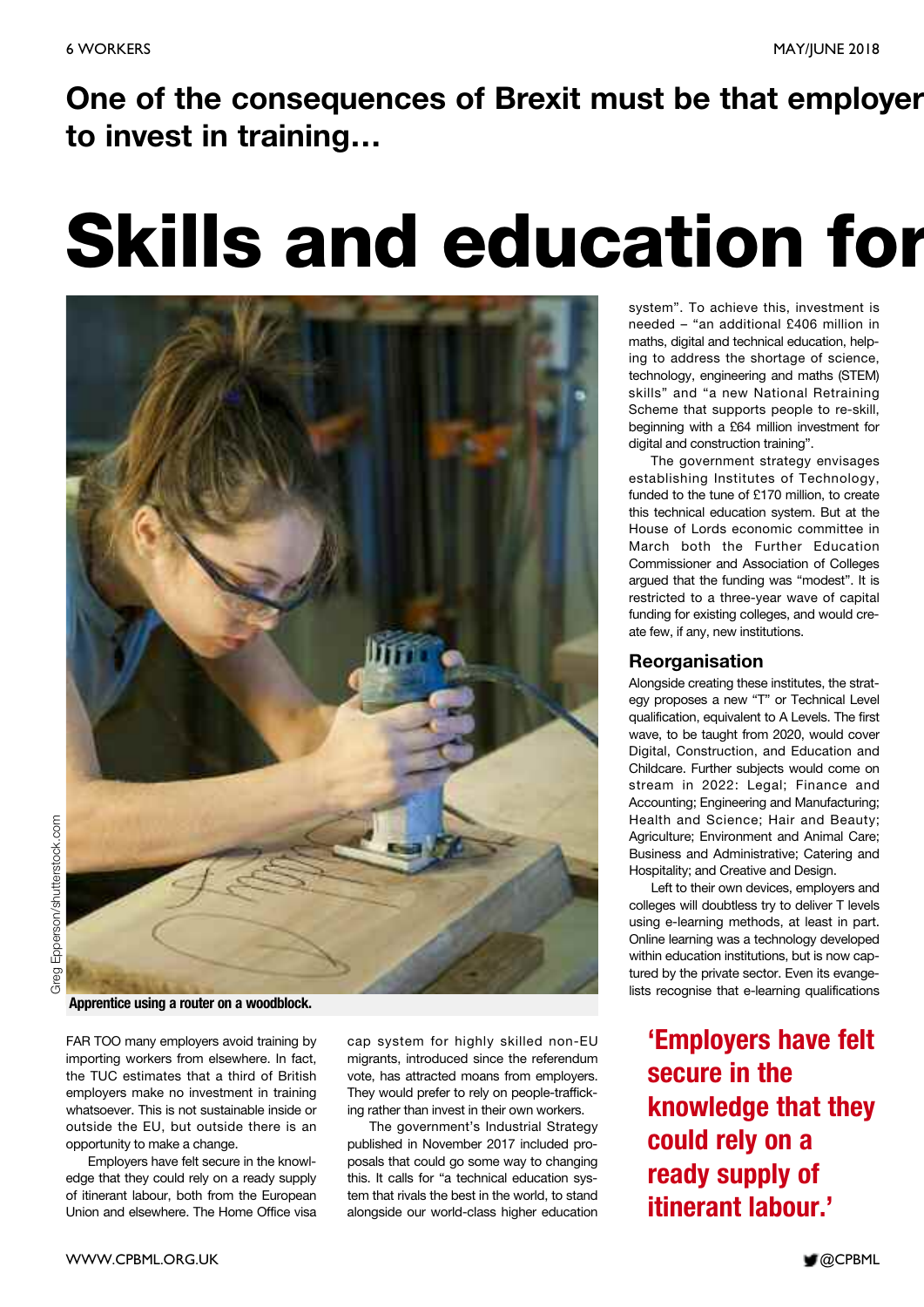**One of the consequences of Brexit must be that employer to invest in training…**

# Skills and education for

Apprentice using a router on a woodblock.

Greg Epperson/shutterstock.com

FAR TOO many employers avoid training by importing workers from elsewhere. In fact, the TUC estimates that a third of British employers make no investment in training whatsoever. This is not sustainable inside or outside the EU, but outside there is an opportunity to make a change.

Employers have felt secure in the knowledge that they could rely on a ready supply of itinerant labour, both from the European Union and elsewhere. The Home Office visa cap system for highly skilled non-EU migrants, introduced since the referendum vote, has attracted moans from employers. They would prefer to rely on people-trafficking rather than invest in their own workers.

The government's Industrial Strategy published in November 2017 included proposals that could go some way to changing this. It calls for "a technical education system that rivals the best in the world, to stand alongside our world-class higher education system". To achieve this, investment is needed – "an additional £406 million in maths, digital and technical education, helping to address the shortage of science, technology, engineering and maths (STEM) skills" and "a new National Retraining Scheme that supports people to re-skill, beginning with a £64 million investment for digital and construction training".

The government strategy envisages establishing Institutes of Technology, funded to the tune of £170 million, to create this technical education system. But at the House of Lords economic committee in March both the Further Education Commissioner and Association of Colleges argued that the funding was "modest". It is restricted to a three-year wave of capital funding for existing colleges, and would create few, if any, new institutions.

## Reorganisation

Alongside creating these institutes, the strategy proposes a new "T" or Technical Level qualification, equivalent to A Levels. The first wave, to be taught from 2020, would cover Digital, Construction, and Education and Childcare. Further subjects would come on stream in 2022: Legal; Finance and Accounting; Engineering and Manufacturing; Health and Science; Hair and Beauty; Agriculture; Environment and Animal Care; Business and Administrative; Catering and Hospitality; and Creative and Design.

Left to their own devices, employers and colleges will doubtless try to deliver T levels using e-learning methods, at least in part. Online learning was a technology developed within education institutions, but is now captured by the private sector. Even its evangelists recognise that e-learning qualifications

> **'Employers have felt secure in the knowledge that they could rely on a ready supply of itinerant labour.'**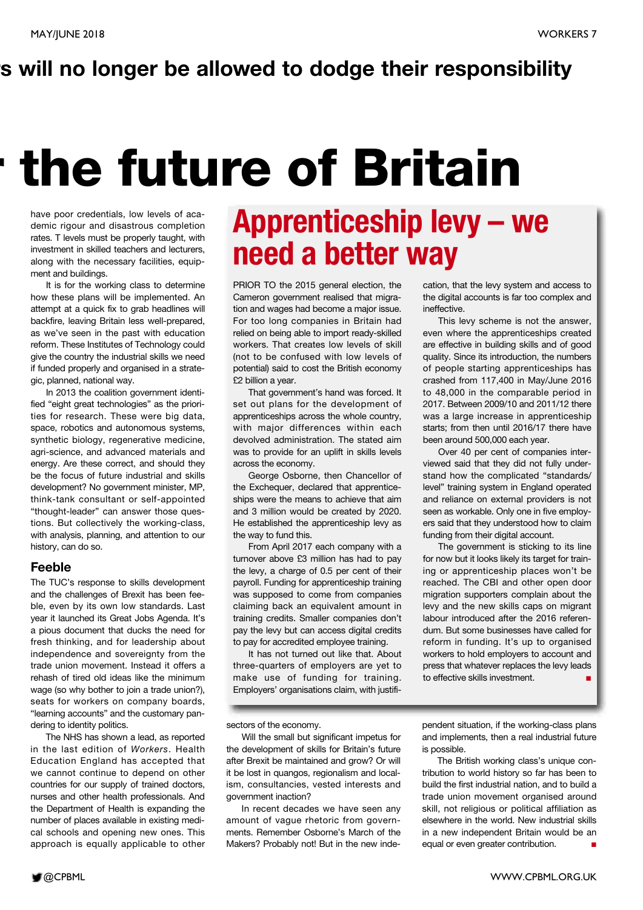s will no longer be allowed to dodge their responsibility

# the future of Britain

have poor credentials, low levels of academic rigour and disastrous completion rates. T levels must be properly taught, with investment in skilled teachers and lecturers, along with the necessary facilities, equipment and buildings.

It is for the working class to determine how these plans will be implemented. An attempt at a quick fix to grab headlines will backfire, leaving Britain less well-prepared, as we've seen in the past with education reform. These Institutes of Technology could give the country the industrial skills we need if funded properly and organised in a strategic, planned, national way.

In 2013 the coalition government identified "eight great technologies" as the priorities for research. These were big data, space, robotics and autonomous systems, synthetic biology, regenerative medicine, agri-science, and advanced materials and energy. Are these correct, and should they be the focus of future industrial and skills development? No government minister, MP, think-tank consultant or self-appointed "thought-leader" can answer those questions. But collectively the working-class, with analysis, planning, and attention to our history, can do so.

## Feeble

The TUC's response to skills development and the challenges of Brexit has been feeble, even by its own low standards. Last year it launched its Great Jobs Agenda. It's a pious document that ducks the need for fresh thinking, and for leadership about independence and sovereignty from the trade union movement. Instead it offers a rehash of tired old ideas like the minimum wage (so why bother to join a trade union?), seats for workers on company boards, "learning accounts" and the customary pandering to identity politics.

The NHS has shown a lead, as reported in the last edition of *Workers*. Health Education England has accepted that we cannot continue to depend on other countries for our supply of trained doctors, nurses and other health professionals. And the Department of Health is expanding the number of places available in existing medical schools and opening new ones. This approach is equally applicable to other sectors of the economy.

Will the small but significant impetus for the development of skills for Britain's future after Brexit be maintained and grow? Or will it be lost in quangos, regionalism and localism, consultancies, vested interests and government inaction?

In recent decades we have seen any amount of vague rhetoric from governments. Remember Osborne's March of the Makers? Probably not! But in the new independent situation, if the working-class plans and implements, then a real industrial future is possible.

The British working class's unique contribution to world history so far has been to build the first industrial nation, and to build a trade union movement organised around skill, not religious or political affiliation as elsewhere in the world. New industrial skills in a new independent Britain would be an equal or even greater contribution. ■

## Apprenticeship levy – we need a better way

PRIOR TO the 2015 general election, the Cameron government realised that migration and wages had become a major issue. For too long companies in Britain had relied on being able to import ready-skilled workers. That creates low levels of skill (not to be confused with low levels of potential) said to cost the British economy £2 billion a year.

That government's hand was forced. It set out plans for the development of apprenticeships across the whole country, with major differences within each devolved administration. The stated aim was to provide for an uplift in skills levels across the economy.

George Osborne, then Chancellor of the Exchequer, declared that apprenticeships were the means to achieve that aim and 3 million would be created by 2020. He established the apprenticeship levy as the way to fund this.

From April 2017 each company with a turnover above £3 million has had to pay the levy, a charge of 0.5 per cent of their payroll. Funding for apprenticeship training was supposed to come from companies claiming back an equivalent amount in training credits. Smaller companies don't pay the levy but can access digital credits to pay for accredited employee training.

It has not turned out like that. About three-quarters of employers are yet to make use of funding for training. Employers' organisations claim, with justification, that the levy system and access to the digital accounts is far too complex and ineffective.

This levy scheme is not the answer, even where the apprenticeships created are effective in building skills and of good quality. Since its introduction, the numbers of people starting apprenticeships has crashed from 117,400 in May/June 2016 to 48,000 in the comparable period in 2017. Between 2009/10 and 2011/12 there was a large increase in apprenticeship starts; from then until 2016/17 there have been around 500,000 each year.

Over 40 per cent of companies interviewed said that they did not fully understand how the complicated "standards/level" training system in England operated and reliance on external providers is not seen as workable. Only one in five employers said that they understood how to claim funding from their digital account.

The government is sticking to its line for now but it looks likely its target for training or apprenticeship places won't be reached. The CBI and other open door migration supporters complain about the levy and the new skills caps on migrant labour introduced after the 2016 referendum. But some businesses have called for reform in funding. It's up to organised workers to hold employers to account and press that whatever replaces the levy leads to effective skills investment. ■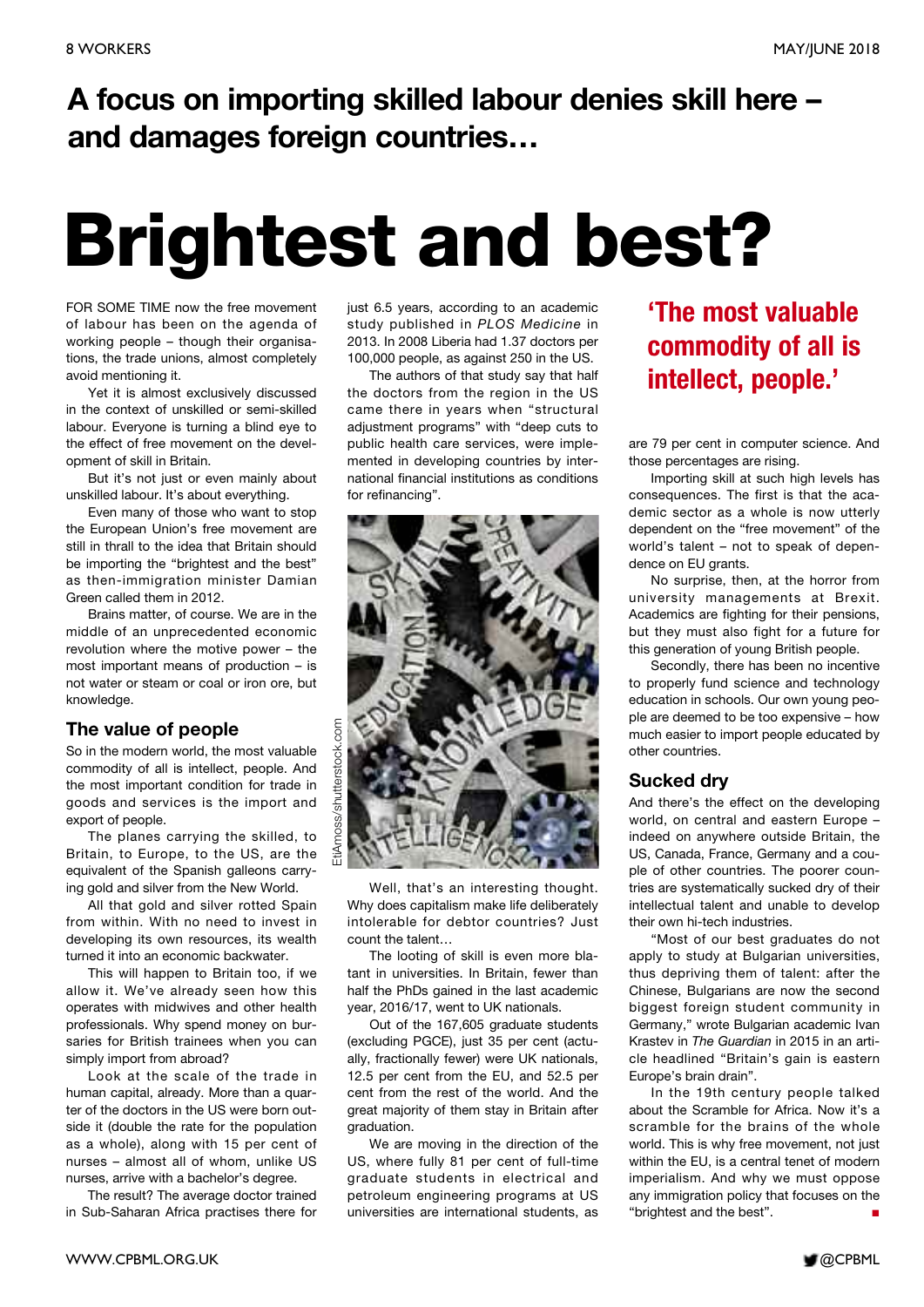## A focus on importing skilled labour denies skill here – and damages foreign countries…

# Brightest and best?

FOR SOME TIME now the free movement of labour has been on the agenda of working people – though their organisations, the trade unions, almost completely avoid mentioning it.

Yet it is almost exclusively discussed in the context of unskilled or semi-skilled labour. Everyone is turning a blind eye to the effect of free movement on the development of skill in Britain.

But it's not just or even mainly about unskilled labour. It's about everything.

Even many of those who want to stop the European Union's free movement are still in thrall to the idea that Britain should be importing the "brightest and the best" as then-immigration minister Damian Green called them in 2012.

Brains matter, of course. We are in the middle of an unprecedented economic revolution where the motive power – the most important means of production – is not water or steam or coal or iron ore, but knowledge.

### The value of people

So in the modern world, the most valuable commodity of all is intellect, people. And the most important condition for trade in goods and services is the import and export of people.

The planes carrying the skilled, to Britain, to Europe, to the US, are the equivalent of the Spanish galleons carrying gold and silver from the New World.

All that gold and silver rotted Spain from within. With no need to invest in developing its own resources, its wealth turned it into an economic backwater.

This will happen to Britain too, if we allow it. We've already seen how this operates with midwives and other health professionals. Why spend money on bursaries for British trainees when you can simply import from abroad?

Look at the scale of the trade in human capital, already. More than a quarter of the doctors in the US were born outside it (double the rate for the population as a whole), along with 15 per cent of nurses – almost all of whom, unlike US nurses, arrive with a bachelor's degree.

The result? The average doctor trained in Sub-Saharan Africa practises there for just 6.5 years, according to an academic study published in *PLOS Medicine* in 2013. In 2008 Liberia had 1.37 doctors per 100,000 people, as against 250 in the US.

The authors of that study say that half the doctors from the region in the US came there in years when "structural adjustment programs" with "deep cuts to public health care services, were implemented in developing countries by international financial institutions as conditions for refinancing".

EtAmoss/shutterstock.com

Well, that's an interesting thought. Why does capitalism make life deliberately intolerable for debtor countries? Just count the talent…

The looting of skill is even more blatant in universities. In Britain, fewer than half the PhDs gained in the last academic year, 2016/17, went to UK nationals.

Out of the 167,605 graduate students (excluding PGCE), just 35 per cent (actually, fractionally fewer) were UK nationals, 12.5 per cent from the EU, and 52.5 per cent from the rest of the world. And the great majority of them stay in Britain after graduation.

We are moving in the direction of the US, where fully 81 per cent of full-time graduate students in electrical and petroleum engineering programs at US universities are international students, as are 79 per cent in computer science. And those percentages are rising.

**'The most valuable commodity of all is intellect, people.'**

Importing skill at such high levels has consequences. The first is that the academic sector as a whole is now utterly dependent on the "free movement" of the world's talent – not to speak of dependence on EU grants.

No surprise, then, at the horror from university managements at Brexit. Academics are fighting for their pensions, but they must also fight for a future for this generation of young British people.

Secondly, there has been no incentive to properly fund science and technology education in schools. Our own young people are deemed to be too expensive – how much easier to import people educated by other countries.

### Sucked dry

And there's the effect on the developing world, on central and eastern Europe – indeed on anywhere outside Britain, the US, Canada, France, Germany and a couple of other countries. The poorer countries are systematically sucked dry of their intellectual talent and unable to develop their own hi-tech industries.

"Most of our best graduates do not apply to study at Bulgarian universities, thus depriving them of talent: after the Chinese, Bulgarians are now the second biggest foreign student community in Germany," wrote Bulgarian academic Ivan Krastev in *The Guardian* in 2015 in an article headlined "Britain's gain is eastern Europe's brain drain".

In the 19th century people talked about the Scramble for Africa. Now it's a scramble for the brains of the whole world. This is why free movement, not just within the EU, is a central tenet of modern imperialism. And why we must oppose any immigration policy that focuses on the "brightest and the best". ■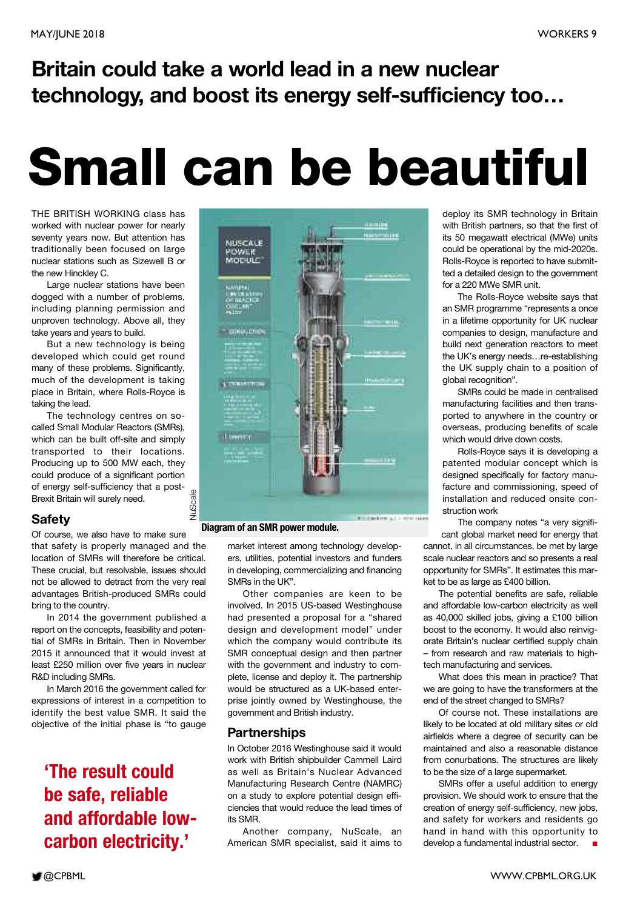**Britain could take a world lead in a new nuclear technology, and boost its energy self-sufficiency too…**

# Small can be beautiful

THE BRITISH WORKING class has worked with nuclear power for nearly seventy years now. But attention has traditionally been focused on large nuclear stations such as Sizewell B or the new Hinckley C.

Large nuclear stations have been dogged with a number of problems, including planning permission and unproven technology. Above all, they take years and years to build.

But a new technology is being developed which could get round many of these problems. Significantly, much of the development is taking place in Britain, where Rolls-Royce is taking the lead.

The technology centres on so-called Small Modular Reactors (SMRs), which can be built off-site and simply transported to their locations. Producing up to 500 MW each, they could produce of a significant portion of energy self-sufficiency that a post-Brexit Britain will surely need.

## Safety

Of course, we also have to make sure that safety is properly managed and the location of SMRs will therefore be critical. These crucial, but resolvable, issues should not be allowed to detract from the very real advantages British-produced SMRs could bring to the country.

In 2014 the government published a report on the concepts, feasibility and potential of SMRs in Britain. Then in November 2015 it announced that it would invest at least £250 million over five years in nuclear R&D including SMRs.

In March 2016 the government called for expressions of interest in a competition to identify the best value SMR. It said the objective of the initial phase is "to gauge market interest among technology developers, utilities, potential investors and funders in developing, commercializing and financing SMRs in the UK".

**'The result could be safe, reliable and affordable low-carbon electricity.'**

NuScale

**Diagram of an SMR power module.**

Other companies are keen to be involved. In 2015 US-based Westinghouse had presented a proposal for a "shared design and development model" under which the company would contribute its SMR conceptual design and then partner with the government and industry to complete, license and deploy it. The partnership would be structured as a UK-based enterprise jointly owned by Westinghouse, the government and British industry.

## Partnerships

In October 2016 Westinghouse said it would work with British shipbuilder Cammell Laird as well as Britain's Nuclear Advanced Manufacturing Research Centre (NAMRC) on a study to explore potential design efficiencies that would reduce the lead times of its SMR.

Another company, NuScale, an American SMR specialist, said it aims to deploy its SMR technology in Britain with British partners, so that the first of its 50 megawatt electrical (MWe) units could be operational by the mid-2020s. Rolls-Royce is reported to have submitted a detailed design to the government for a 220 MWe SMR unit.

The Rolls-Royce website says that an SMR programme "represents a once in a lifetime opportunity for UK nuclear companies to design, manufacture and build next generation reactors to meet the UK's energy needs…re-establishing the UK supply chain to a position of global recognition".

SMRs could be made in centralised manufacturing facilities and then transported to anywhere in the country or overseas, producing benefits of scale which would drive down costs.

Rolls-Royce says it is developing a patented modular concept which is designed specifically for factory manufacture and commissioning, speed of installation and reduced onsite construction work

The company notes "a very significant global market need for energy that cannot, in all circumstances, be met by large scale nuclear reactors and so presents a real opportunity for SMRs". It estimates this market to be as large as £400 billion.

The potential benefits are safe, reliable and affordable low-carbon electricity as well as 40,000 skilled jobs, giving a £100 billion boost to the economy. It would also reinvigorate Britain's nuclear certified supply chain – from research and raw materials to high-tech manufacturing and services.

What does this mean in practice? That we are going to have the transformers at the end of the street changed to SMRs?

Of course not. These installations are likely to be located at old military sites or old airfields where a degree of security can be maintained and also a reasonable distance from conurbations. The structures are likely to be the size of a large supermarket.

SMRs offer a useful addition to energy provision. We should work to ensure that the creation of energy self-sufficiency, new jobs, and safety for workers and residents go hand in hand with this opportunity to develop a fundamental industrial sector. ■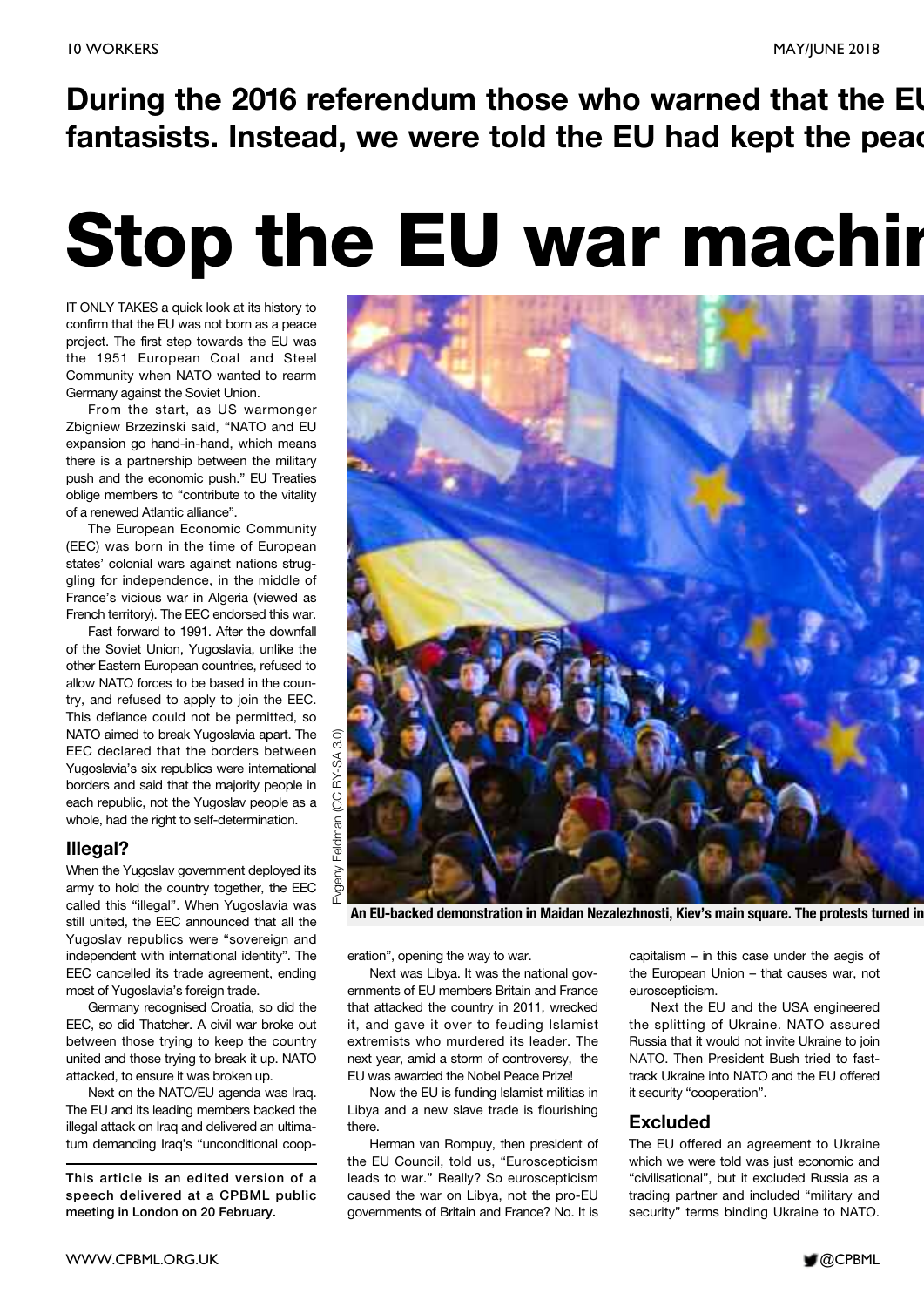**During the 2016 referendum those who warned that the EU fantasists. Instead, we were told the EU had kept the peac**

# Stop the EU war machin

IT ONLY TAKES a quick look at its history to confirm that the EU was not born as a peace project. The first step towards the EU was the 1951 European Coal and Steel Community when NATO wanted to rearm Germany against the Soviet Union.

From the start, as US warmonger Zbigniew Brzezinski said, "NATO and EU expansion go hand-in-hand, which means there is a partnership between the military push and the economic push." EU Treaties oblige members to "contribute to the vitality of a renewed Atlantic alliance".

The European Economic Community (EEC) was born in the time of European states' colonial wars against nations struggling for independence, in the middle of France's vicious war in Algeria (viewed as French territory). The EEC endorsed this war.

Fast forward to 1991. After the downfall of the Soviet Union, Yugoslavia, unlike the other Eastern European countries, refused to allow NATO forces to be based in the country, and refused to apply to join the EEC. This defiance could not be permitted, so NATO aimed to break Yugoslavia apart. The EEC declared that the borders between Yugoslavia's six republics were international borders and said that the majority people in each republic, not the Yugoslav people as a whole, had the right to self-determination.

## Illegal?

When the Yugoslav government deployed its army to hold the country together, the EEC called this "illegal". When Yugoslavia was still united, the EEC announced that all the Yugoslav republics were "sovereign and independent with international identity". The EEC cancelled its trade agreement, ending most of Yugoslavia's foreign trade.

Germany recognised Croatia, so did the EEC, so did Thatcher. A civil war broke out between those trying to keep the country united and those trying to break it up. NATO attacked, to ensure it was broken up.

Next on the NATO/EU agenda was Iraq. The EU and its leading members backed the illegal attack on Iraq and delivered an ultimatum demanding Iraq's "unconditional cooperation", opening the way to war.

**This article is an edited version of a speech delivered at a CPBML public meeting in London on 20 February.**

Evgeny Feldman (CC BY-SA 3.0)

**An EU-backed demonstration in Maidan Nezalezhnosti, Kiev's main square. The protests turned in**

Next was Libya. It was the national governments of EU members Britain and France that attacked the country in 2011, wrecked it, and gave it over to feuding Islamist extremists who murdered its leader. The next year, amid a storm of controversy, the EU was awarded the Nobel Peace Prize!

Now the EU is funding Islamist militias in Libya and a new slave trade is flourishing there.

Herman van Rompuy, then president of the EU Council, told us, "Euroscepticism leads to war." Really? So euroscepticism caused the war on Libya, not the pro-EU governments of Britain and France? No. It is capitalism – in this case under the aegis of the European Union – that causes war, not euroscepticism.

Next the EU and the USA engineered the splitting of Ukraine. NATO assured Russia that it would not invite Ukraine to join NATO. Then President Bush tried to fast-track Ukraine into NATO and the EU offered it security "cooperation".

## Excluded

The EU offered an agreement to Ukraine which we were told was just economic and "civilisational", but it excluded Russia as a trading partner and included "military and security" terms binding Ukraine to NATO.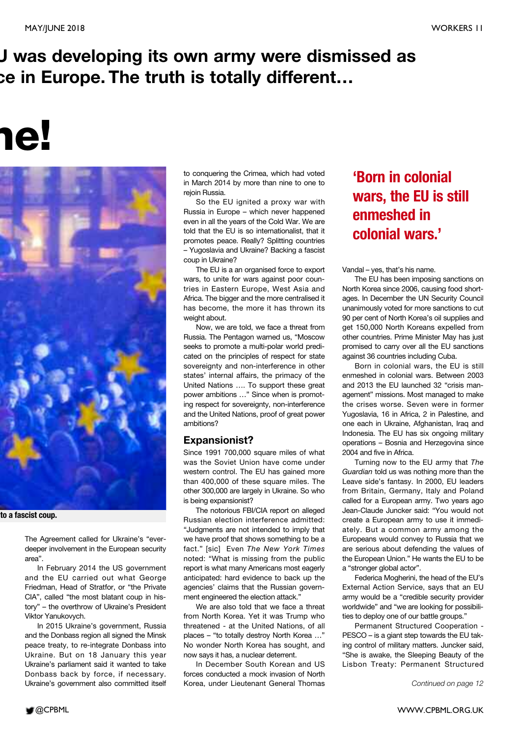**J was developing its own army were dismissed as ce in Europe. The truth is totally different…**

# ne!

to a fascist coup.

The Agreement called for Ukraine's "ever-deeper involvement in the European security area".

In February 2014 the US government and the EU carried out what George Friedman, Head of Stratfor, or "the Private CIA", called "the most blatant coup in history" – the overthrow of Ukraine's President Viktor Yanukovych.

In 2015 Ukraine's government, Russia and the Donbass region all signed the Minsk peace treaty, to re-integrate Donbass into Ukraine. But on 18 January this year Ukraine's parliament said it wanted to take Donbass back by force, if necessary. Ukraine's government also committed itself to conquering the Crimea, which had voted in March 2014 by more than nine to one to rejoin Russia.

So the EU ignited a proxy war with Russia in Europe – which never happened even in all the years of the Cold War. We are told that the EU is so internationalist, that it promotes peace. Really? Splitting countries – Yugoslavia and Ukraine? Backing a fascist coup in Ukraine?

The EU is a an organised force to export wars, to unite for wars against poor countries in Eastern Europe, West Asia and Africa. The bigger and the more centralised it has become, the more it has thrown its weight about.

Now, we are told, we face a threat from Russia. The Pentagon warned us, "Moscow seeks to promote a multi-polar world predicated on the principles of respect for state sovereignty and non-interference in other states' internal affairs, the primacy of the United Nations …. To support these great power ambitions …" Since when is promoting respect for sovereignty, non-interference and the United Nations, proof of great power ambitions?

## Expansionist?

Since 1991 700,000 square miles of what was the Soviet Union have come under western control. The EU has gained more than 400,000 of these square miles. The other 300,000 are largely in Ukraine. So who is being expansionist?

The notorious FBI/CIA report on alleged Russian election interference admitted: "Judgments are not intended to imply that we have proof that shows something to be a fact." [sic] Even *The New York Times* noted: "What is missing from the public report is what many Americans most eagerly anticipated: hard evidence to back up the agencies' claims that the Russian government engineered the election attack."

We are also told that we face a threat from North Korea. Yet it was Trump who threatened - at the United Nations, of all places – "to totally destroy North Korea …" No wonder North Korea has sought, and now says it has, a nuclear deterrent.

In December South Korean and US forces conducted a mock invasion of North Korea, under Lieutenant General Thomas Vandal – yes, that's his name.

> **'Born in colonial wars, the EU is still enmeshed in colonial wars.'**

The EU has been imposing sanctions on North Korea since 2006, causing food shortages. In December the UN Security Council unanimously voted for more sanctions to cut 90 per cent of North Korea's oil supplies and get 150,000 North Koreans expelled from other countries. Prime Minister May has just promised to carry over all the EU sanctions against 36 countries including Cuba.

Born in colonial wars, the EU is still enmeshed in colonial wars. Between 2003 and 2013 the EU launched 32 "crisis management" missions. Most managed to make the crises worse. Seven were in former Yugoslavia, 16 in Africa, 2 in Palestine, and one each in Ukraine, Afghanistan, Iraq and Indonesia. The EU has six ongoing military operations – Bosnia and Herzegovina since 2004 and five in Africa.

Turning now to the EU army that *The Guardian* told us was nothing more than the Leave side's fantasy. In 2000, EU leaders from Britain, Germany, Italy and Poland called for a European army. Two years ago Jean-Claude Juncker said: "You would not create a European army to use it immediately. But a common army among the Europeans would convey to Russia that we are serious about defending the values of the European Union." He wants the EU to be a "stronger global actor".

Federica Mogherini, the head of the EU's External Action Service, says that an EU army would be a "credible security provider worldwide" and "we are looking for possibilities to deploy one of our battle groups."

Permanent Structured Cooperation - PESCO – is a giant step towards the EU taking control of military matters. Juncker said, "She is awake, the Sleeping Beauty of the Lisbon Treaty: Permanent Structured

*Continued on page 12*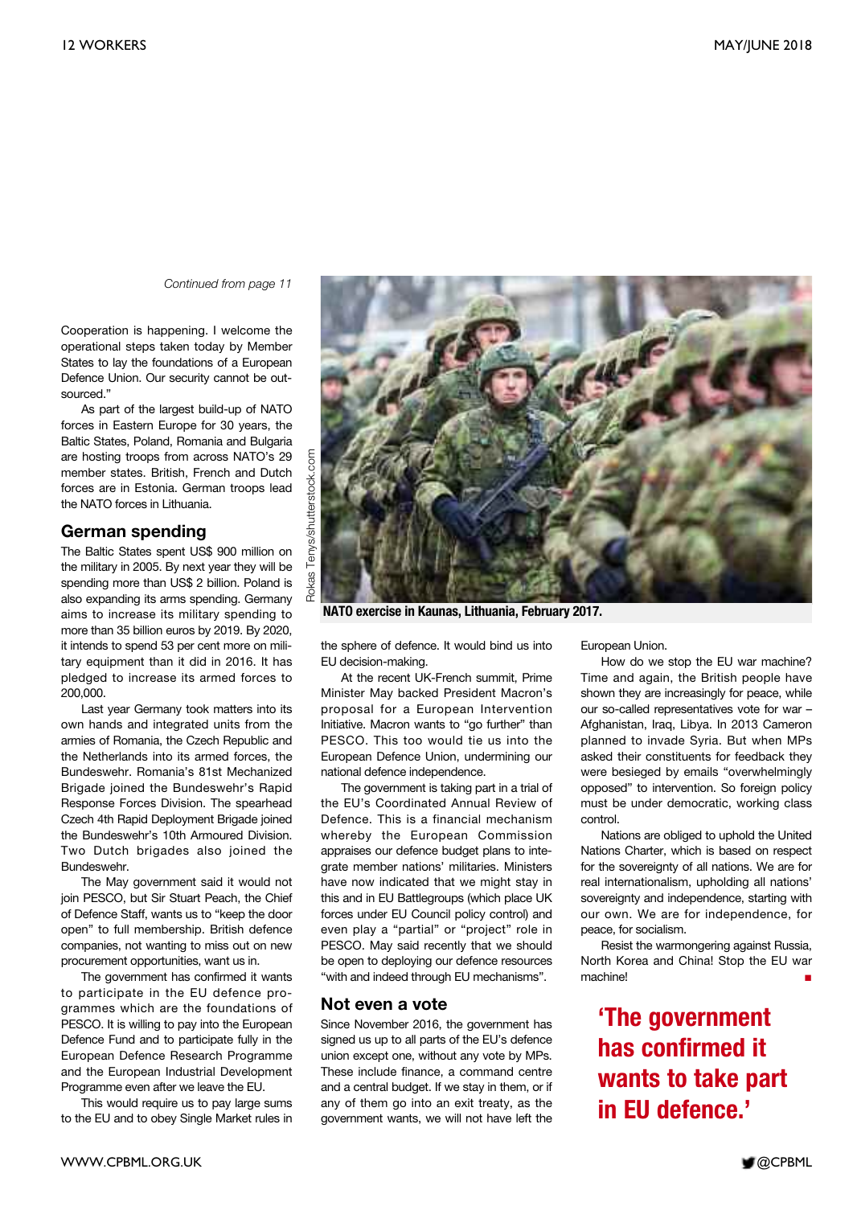*Continued from page 11*

Cooperation is happening. I welcome the operational steps taken today by Member States to lay the foundations of a European Defence Union. Our security cannot be outsourced."

As part of the largest build-up of NATO forces in Eastern Europe for 30 years, the Baltic States, Poland, Romania and Bulgaria are hosting troops from across NATO's 29 member states. British, French and Dutch forces are in Estonia. German troops lead the NATO forces in Lithuania.

## German spending

The Baltic States spent US$ 900 million on the military in 2005. By next year they will be spending more than US$ 2 billion. Poland is also expanding its arms spending. Germany aims to increase its military spending to more than 35 billion euros by 2019. By 2020, it intends to spend 53 per cent more on military equipment than it did in 2016. It has pledged to increase its armed forces to 200,000.

Last year Germany took matters into its own hands and integrated units from the armies of Romania, the Czech Republic and the Netherlands into its armed forces, the Bundeswehr. Romania's 81st Mechanized Brigade joined the Bundeswehr's Rapid Response Forces Division. The spearhead Czech 4th Rapid Deployment Brigade joined the Bundeswehr's 10th Armoured Division. Two Dutch brigades also joined the Bundeswehr.

The May government said it would not join PESCO, but Sir Stuart Peach, the Chief of Defence Staff, wants us to "keep the door open" to full membership. British defence companies, not wanting to miss out on new procurement opportunities, want us in.

The government has confirmed it wants to participate in the EU defence programmes which are the foundations of PESCO. It is willing to pay into the European Defence Fund and to participate fully in the European Defence Research Programme and the European Industrial Development Programme even after we leave the EU.

This would require us to pay large sums to the EU and to obey Single Market rules in the sphere of defence. It would bind us into EU decision-making.

Rokas Tenys/shutterstock.com

**NATO exercise in Kaunas, Lithuania, February 2017.**

At the recent UK-French summit, Prime Minister May backed President Macron's proposal for a European Intervention Initiative. Macron wants to "go further" than PESCO. This too would tie us into the European Defence Union, undermining our national defence independence.

The government is taking part in a trial of the EU's Coordinated Annual Review of Defence. This is a financial mechanism whereby the European Commission appraises our defence budget plans to integrate member nations' militaries. Ministers have now indicated that we might stay in this and in EU Battlegroups (which place UK forces under EU Council policy control) and even play a "partial" or "project" role in PESCO. May said recently that we should be open to deploying our defence resources "with and indeed through EU mechanisms".

## Not even a vote

Since November 2016, the government has signed us up to all parts of the EU's defence union except one, without any vote by MPs. These include finance, a command centre and a central budget. If we stay in them, or if any of them go into an exit treaty, as the government wants, we will not have left the European Union.

How do we stop the EU war machine? Time and again, the British people have shown they are increasingly for peace, while our so-called representatives vote for war – Afghanistan, Iraq, Libya. In 2013 Cameron planned to invade Syria. But when MPs asked their constituents for feedback they were besieged by emails "overwhelmingly opposed" to intervention. So foreign policy must be under democratic, working class control.

Nations are obliged to uphold the United Nations Charter, which is based on respect for the sovereignty of all nations. We are for real internationalism, upholding all nations' sovereignty and independence, starting with our own. We are for independence, for peace, for socialism.

Resist the warmongering against Russia, North Korea and China! Stop the EU war machine! ■

**'The government has confirmed it wants to take part in EU defence.'**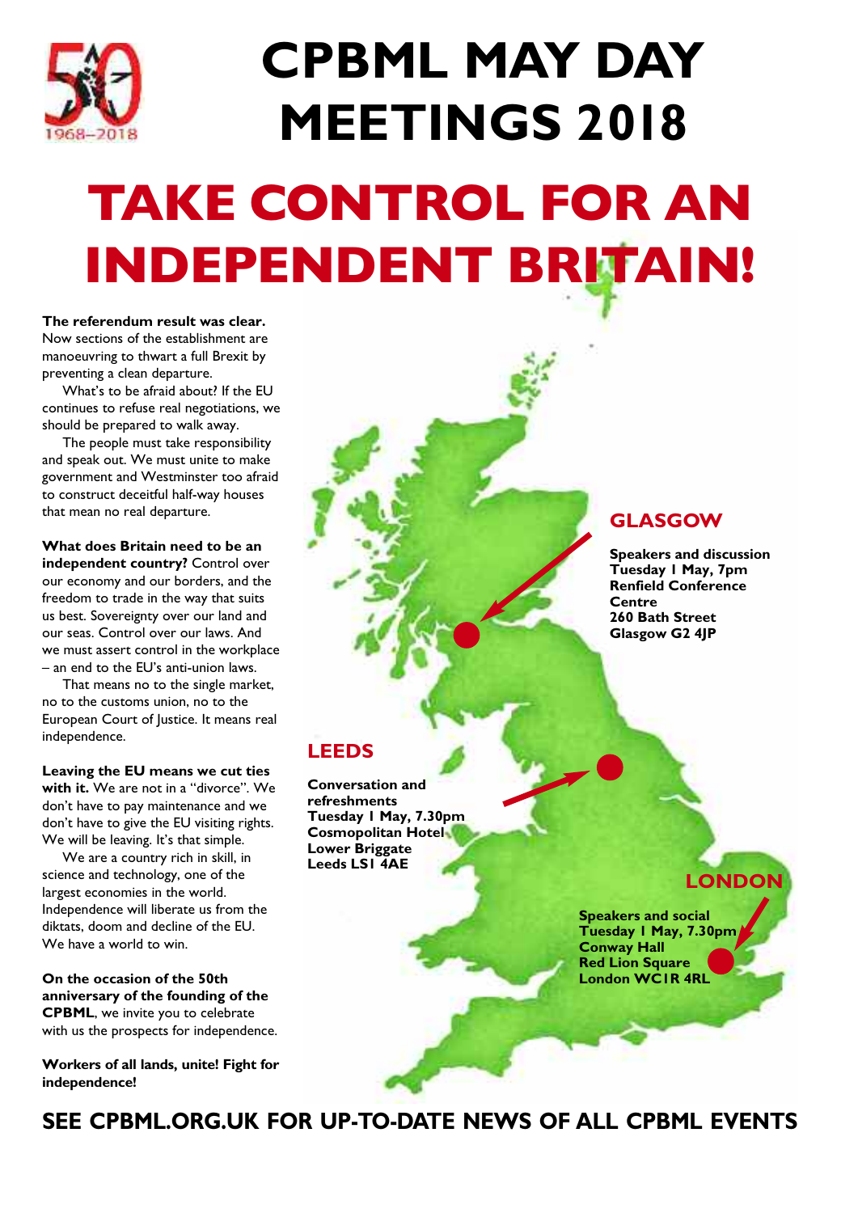# CPBML MAY DAY MEETINGS 2018

## TAKE CONTROL FOR AN INDEPENDENT BRITAIN!

**The referendum result was clear.** Now sections of the establishment are manoeuvring to thwart a full Brexit by preventing a clean departure.

What's to be afraid about? If the EU continues to refuse real negotiations, we should be prepared to walk away.

The people must take responsibility and speak out. We must unite to make government and Westminster too afraid to construct deceitful half-way houses that mean no real departure.

**What does Britain need to be an independent country?** Control over our economy and our borders, and the freedom to trade in the way that suits us best. Sovereignty over our land and our seas. Control over our laws. And we must assert control in the workplace – an end to the EU's anti-union laws.

That means no to the single market, no to the customs union, no to the European Court of Justice. It means real independence.

**Leaving the EU means we cut ties with it.** We are not in a "divorce". We don't have to pay maintenance and we don't have to give the EU visiting rights. We will be leaving. It's that simple.

We are a country rich in skill, in science and technology, one of the largest economies in the world. Independence will liberate us from the diktats, doom and decline of the EU. We have a world to win.

**On the occasion of the 50th anniversary of the founding of the CPBML**, we invite you to celebrate with us the prospects for independence.

**Workers of all lands, unite! Fight for independence!**

### GLASGOW

**Speakers and discussion**
**Tuesday 1 May, 7pm**
**Renfield Conference Centre**
**260 Bath Street**
**Glasgow G2 4JP**

### LEEDS

**Conversation and refreshments**
**Tuesday 1 May, 7.30pm**
**Cosmopolitan Hotel**
**Lower Briggate**
**Leeds LS1 4AE**

### LONDON

**Speakers and social**
**Tuesday 1 May, 7.30pm**
**Conway Hall**
**Red Lion Square**
**London WC1R 4RL**

**SEE CPBML.ORG.UK FOR UP-TO-DATE NEWS OF ALL CPBML EVENTS**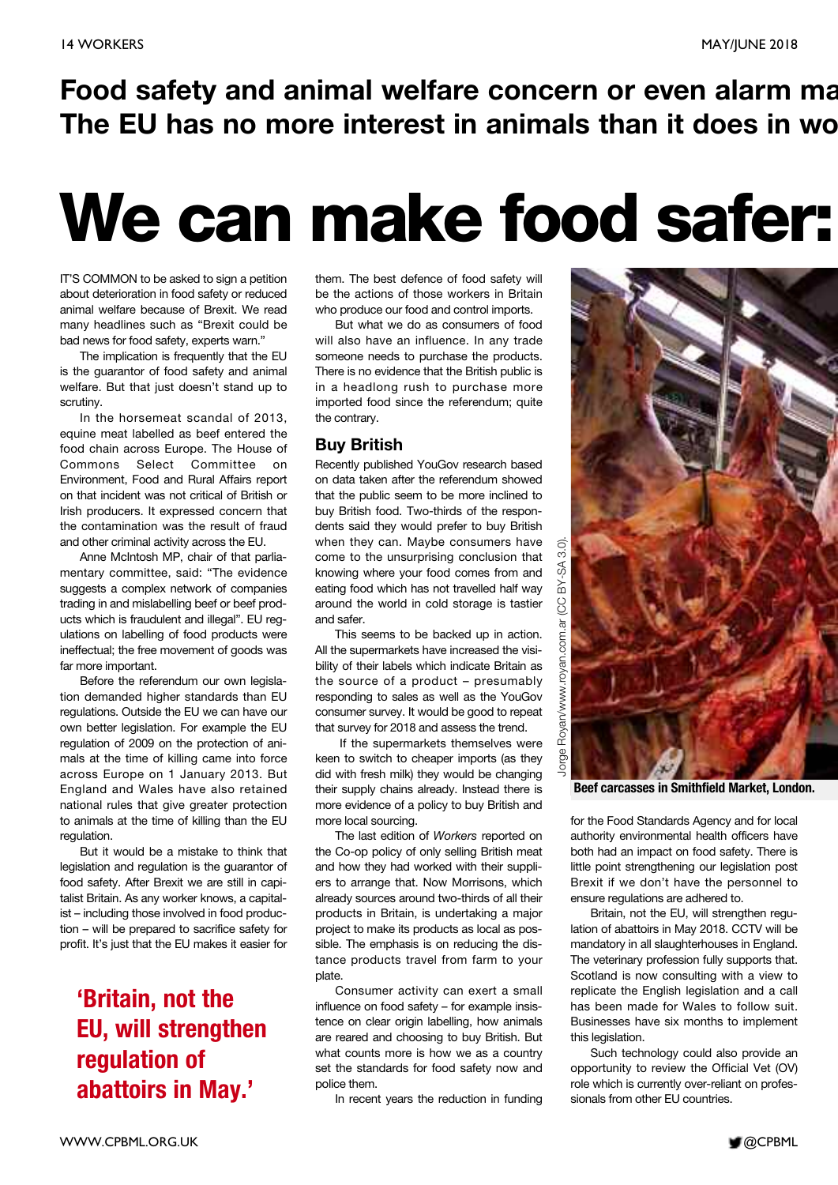**Food safety and animal welfare concern or even alarm ma**
**The EU has no more interest in animals than it does in wo**

# We can make food safer:

IT'S COMMON to be asked to sign a petition about deterioration in food safety or reduced animal welfare because of Brexit. We read many headlines such as "Brexit could be bad news for food safety, experts warn."

The implication is frequently that the EU is the guarantor of food safety and animal welfare. But that just doesn't stand up to scrutiny.

In the horsemeat scandal of 2013, equine meat labelled as beef entered the food chain across Europe. The House of Commons Select Committee on Environment, Food and Rural Affairs report on that incident was not critical of British or Irish producers. It expressed concern that the contamination was the result of fraud and other criminal activity across the EU.

Anne McIntosh MP, chair of that parliamentary committee, said: "The evidence suggests a complex network of companies trading in and mislabelling beef or beef products which is fraudulent and illegal". EU regulations on labelling of food products were ineffectual; the free movement of goods was far more important.

Before the referendum our own legislation demanded higher standards than EU regulations. Outside the EU we can have our own better legislation. For example the EU regulation of 2009 on the protection of animals at the time of killing came into force across Europe on 1 January 2013. But England and Wales have also retained national rules that give greater protection to animals at the time of killing than the EU regulation.

But it would be a mistake to think that legislation and regulation is the guarantor of food safety. After Brexit we are still in capitalist Britain. As any worker knows, a capitalist – including those involved in food production – will be prepared to sacrifice safety for profit. It's just that the EU makes it easier for them. The best defence of food safety will be the actions of those workers in Britain who produce our food and control imports.

**'Britain, not the EU, will strengthen regulation of abattoirs in May.'**

But what we do as consumers of food will also have an influence. In any trade someone needs to purchase the products. There is no evidence that the British public is in a headlong rush to purchase more imported food since the referendum; quite the contrary.

## Buy British

Recently published YouGov research based on data taken after the referendum showed that the public seem to be more inclined to buy British food. Two-thirds of the respondents said they would prefer to buy British when they can. Maybe consumers have come to the unsurprising conclusion that knowing where your food comes from and eating food which has not travelled half way around the world in cold storage is tastier and safer.

This seems to be backed up in action. All the supermarkets have increased the visibility of their labels which indicate Britain as the source of a product – presumably responding to sales as well as the YouGov consumer survey. It would be good to repeat that survey for 2018 and assess the trend.

If the supermarkets themselves were keen to switch to cheaper imports (as they did with fresh milk) they would be changing their supply chains already. Instead there is more evidence of a policy to buy British and more local sourcing.

The last edition of *Workers* reported on the Co-op policy of only selling British meat and how they had worked with their suppliers to arrange that. Now Morrisons, which already sources around two-thirds of all their products in Britain, is undertaking a major project to make its products as local as possible. The emphasis is on reducing the distance products travel from farm to your plate.

Consumer activity can exert a small influence on food safety – for example insistence on clear origin labelling, how animals are reared and choosing to buy British. But what counts more is how we as a country set the standards for food safety now and police them.

In recent years the reduction in funding for the Food Standards Agency and for local authority environmental health officers have both had an impact on food safety. There is little point strengthening our legislation post Brexit if we don't have the personnel to ensure regulations are adhered to.

Jorge Royan/www.royan.com.ar (CC BY-SA 3.0).

**Beef carcasses in Smithfield Market, London.**

Britain, not the EU, will strengthen regulation of abattoirs in May 2018. CCTV will be mandatory in all slaughterhouses in England. The veterinary profession fully supports that. Scotland is now consulting with a view to replicate the English legislation and a call has been made for Wales to follow suit. Businesses have six months to implement this legislation.

Such technology could also provide an opportunity to review the Official Vet (OV) role which is currently over-reliant on professionals from other EU countries.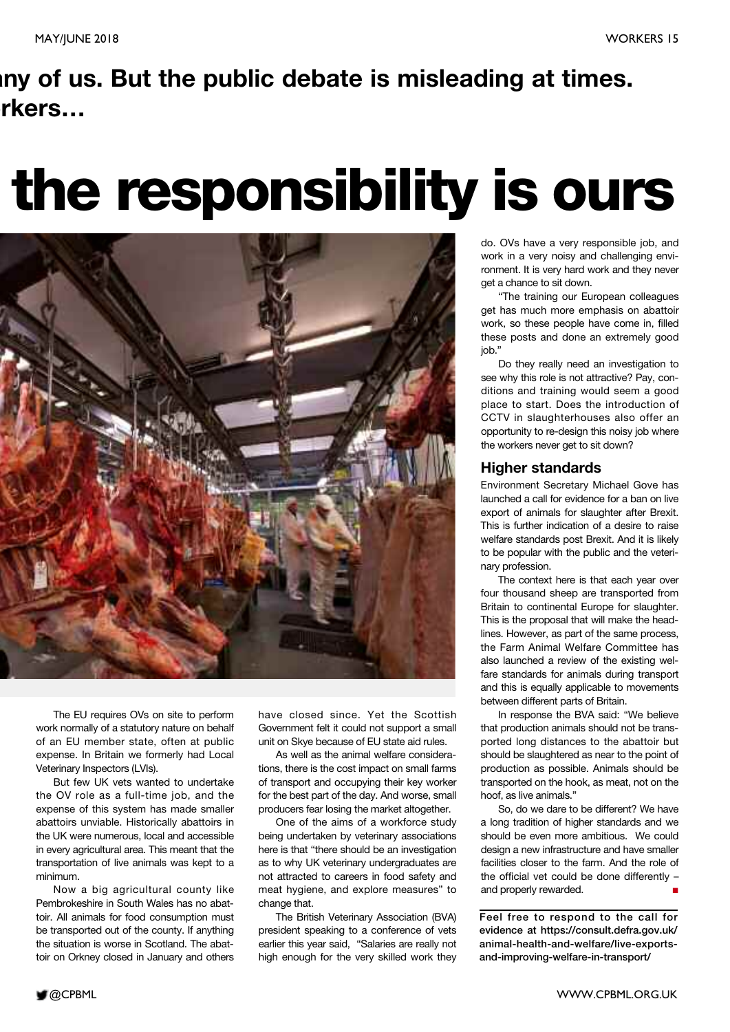**ny of us. But the public debate is misleading at times. rkers…**

# the responsibility is ours

The EU requires OVs on site to perform work normally of a statutory nature on behalf of an EU member state, often at public expense. In Britain we formerly had Local Veterinary Inspectors (LVIs).

But few UK vets wanted to undertake the OV role as a full-time job, and the expense of this system has made smaller abattoirs unviable. Historically abattoirs in the UK were numerous, local and accessible in every agricultural area. This meant that the transportation of live animals was kept to a minimum.

Now a big agricultural county like Pembrokeshire in South Wales has no abattoir. All animals for food consumption must be transported out of the county. If anything the situation is worse in Scotland. The abattoir on Orkney closed in January and others have closed since. Yet the Scottish Government felt it could not support a small unit on Skye because of EU state aid rules.

As well as the animal welfare considerations, there is the cost impact on small farms of transport and occupying their key worker for the best part of the day. And worse, small producers fear losing the market altogether.

One of the aims of a workforce study being undertaken by veterinary associations here is that "there should be an investigation as to why UK veterinary undergraduates are not attracted to careers in food safety and meat hygiene, and explore measures" to change that.

The British Veterinary Association (BVA) president speaking to a conference of vets earlier this year said, "Salaries are really not high enough for the very skilled work they do. OVs have a very responsible job, and work in a very noisy and challenging environment. It is very hard work and they never get a chance to sit down.

"The training our European colleagues get has much more emphasis on abattoir work, so these people have come in, filled these posts and done an extremely good job."

Do they really need an investigation to see why this role is not attractive? Pay, conditions and training would seem a good place to start. Does the introduction of CCTV in slaughterhouses also offer an opportunity to re-design this noisy job where the workers never get to sit down?

## Higher standards

Environment Secretary Michael Gove has launched a call for evidence for a ban on live export of animals for slaughter after Brexit. This is further indication of a desire to raise welfare standards post Brexit. And it is likely to be popular with the public and the veterinary profession.

The context here is that each year over four thousand sheep are transported from Britain to continental Europe for slaughter. This is the proposal that will make the headlines. However, as part of the same process, the Farm Animal Welfare Committee has also launched a review of the existing welfare standards for animals during transport and this is equally applicable to movements between different parts of Britain.

In response the BVA said: "We believe that production animals should not be transported long distances to the abattoir but should be slaughtered as near to the point of production as possible. Animals should be transported on the hook, as meat, not on the hoof, as live animals."

So, do we dare to be different? We have a long tradition of higher standards and we should be even more ambitious. We could design a new infrastructure and have smaller facilities closer to the farm. And the role of the official vet could be done differently – and properly rewarded. ■

**Feel free to respond to the call for evidence at https://consult.defra.gov.uk/animal-health-and-welfare/live-exports-and-improving-welfare-in-transport/**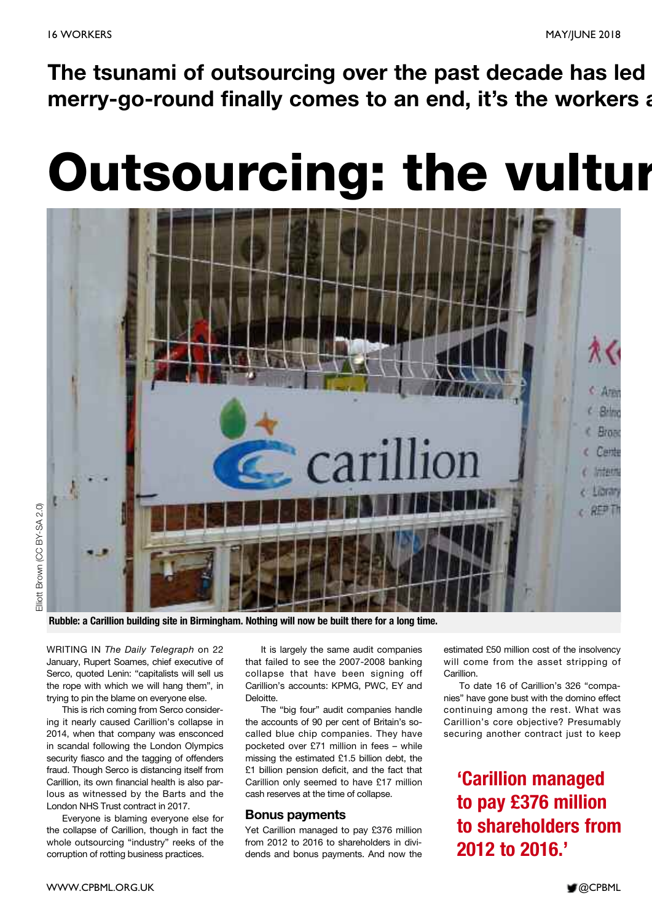**The tsunami of outsourcing over the past decade has led merry-go-round finally comes to an end, it's the workers a**

# Outsourcing: the vultur

Elliott Brown (CC BY-SA 2.0)

Rubble: a Carillion building site in Birmingham. Nothing will now be built there for a long time.

WRITING IN *The Daily Telegraph* on 22 January, Rupert Soames, chief executive of Serco, quoted Lenin: "capitalists will sell us the rope with which we will hang them", in trying to pin the blame on everyone else.

This is rich coming from Serco considering it nearly caused Carillion's collapse in 2014, when that company was ensconced in scandal following the London Olympics security fiasco and the tagging of offenders fraud. Though Serco is distancing itself from Carillion, its own financial health is also parlous as witnessed by the Barts and the London NHS Trust contract in 2017.

Everyone is blaming everyone else for the collapse of Carillion, though in fact the whole outsourcing "industry" reeks of the corruption of rotting business practices.

It is largely the same audit companies that failed to see the 2007-2008 banking collapse that have been signing off Carillion's accounts: KPMG, PWC, EY and Deloitte.

The "big four" audit companies handle the accounts of 90 per cent of Britain's so-called blue chip companies. They have pocketed over £71 million in fees – while missing the estimated £1.5 billion debt, the £1 billion pension deficit, and the fact that Carillion only seemed to have £17 million cash reserves at the time of collapse.

## Bonus payments

Yet Carillion managed to pay £376 million from 2012 to 2016 to shareholders in dividends and bonus payments. And now the estimated £50 million cost of the insolvency will come from the asset stripping of Carillion.

To date 16 of Carillion's 326 "companies" have gone bust with the domino effect continuing among the rest. What was Carillion's core objective? Presumably securing another contract just to keep

**'Carillion managed to pay £376 million to shareholders from 2012 to 2016.'**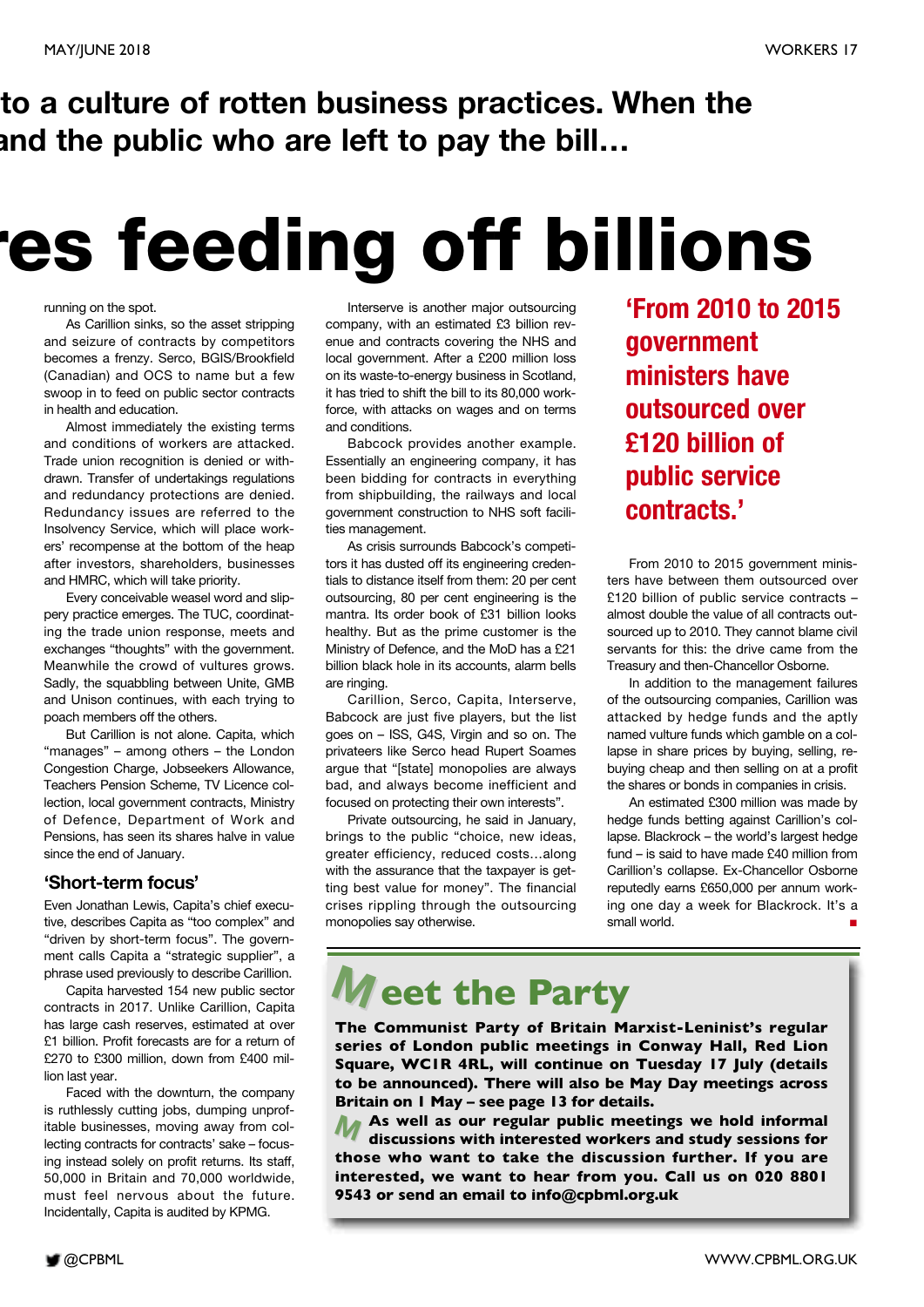to a culture of rotten business practices. When the and the public who are left to pay the bill…

# es feeding off billions

running on the spot.

As Carillion sinks, so the asset stripping and seizure of contracts by competitors becomes a frenzy. Serco, BGIS/Brookfield (Canadian) and OCS to name but a few swoop in to feed on public sector contracts in health and education.

Almost immediately the existing terms and conditions of workers are attacked. Trade union recognition is denied or withdrawn. Transfer of undertakings regulations and redundancy protections are denied. Redundancy issues are referred to the Insolvency Service, which will place workers' recompense at the bottom of the heap after investors, shareholders, businesses and HMRC, which will take priority.

Every conceivable weasel word and slippery practice emerges. The TUC, coordinating the trade union response, meets and exchanges "thoughts" with the government. Meanwhile the crowd of vultures grows. Sadly, the squabbling between Unite, GMB and Unison continues, with each trying to poach members off the others.

But Carillion is not alone. Capita, which "manages" – among others – the London Congestion Charge, Jobseekers Allowance, Teachers Pension Scheme, TV Licence collection, local government contracts, Ministry of Defence, Department of Work and Pensions, has seen its shares halve in value since the end of January.

## 'Short-term focus'

Even Jonathan Lewis, Capita's chief executive, describes Capita as "too complex" and "driven by short-term focus". The government calls Capita a "strategic supplier", a phrase used previously to describe Carillion.

Capita harvested 154 new public sector contracts in 2017. Unlike Carillion, Capita has large cash reserves, estimated at over £1 billion. Profit forecasts are for a return of £270 to £300 million, down from £400 million last year.

Faced with the downturn, the company is ruthlessly cutting jobs, dumping unprofitable businesses, moving away from collecting contracts for contracts' sake – focusing instead solely on profit returns. Its staff, 50,000 in Britain and 70,000 worldwide, must feel nervous about the future. Incidentally, Capita is audited by KPMG.

Interserve is another major outsourcing company, with an estimated £3 billion revenue and contracts covering the NHS and local government. After a £200 million loss on its waste-to-energy business in Scotland, it has tried to shift the bill to its 80,000 workforce, with attacks on wages and on terms and conditions.

Babcock provides another example. Essentially an engineering company, it has been bidding for contracts in everything from shipbuilding, the railways and local government construction to NHS soft facilities management.

As crisis surrounds Babcock's competitors it has dusted off its engineering credentials to distance itself from them: 20 per cent outsourcing, 80 per cent engineering is the mantra. Its order book of £31 billion looks healthy. But as the prime customer is the Ministry of Defence, and the MoD has a £21 billion black hole in its accounts, alarm bells are ringing.

Carillion, Serco, Capita, Interserve, Babcock are just five players, but the list goes on – ISS, G4S, Virgin and so on. The privateers like Serco head Rupert Soames argue that "[state] monopolies are always bad, and always become inefficient and focused on protecting their own interests".

Private outsourcing, he said in January, brings to the public "choice, new ideas, greater efficiency, reduced costs…along with the assurance that the taxpayer is getting best value for money". The financial crises rippling through the outsourcing monopolies say otherwise.

**'From 2010 to 2015 government ministers have outsourced over £120 billion of public service contracts.'**

From 2010 to 2015 government ministers have between them outsourced over £120 billion of public service contracts – almost double the value of all contracts outsourced up to 2010. They cannot blame civil servants for this: the drive came from the Treasury and then-Chancellor Osborne.

In addition to the management failures of the outsourcing companies, Carillion was attacked by hedge funds and the aptly named vulture funds which gamble on a collapse in share prices by buying, selling, rebuying cheap and then selling on at a profit the shares or bonds in companies in crisis.

An estimated £300 million was made by hedge funds betting against Carillion's collapse. Blackrock – the world's largest hedge fund – is said to have made £40 million from Carillion's collapse. Ex-Chancellor Osborne reputedly earns £650,000 per annum working one day a week for Blackrock. It's a small world. ■

## Meet the Party

**The Communist Party of Britain Marxist-Leninist's regular series of London public meetings in Conway Hall, Red Lion Square, WC1R 4RL, will continue on Tuesday 17 July (details to be announced). There will also be May Day meetings across Britain on 1 May – see page 13 for details.**

**As well as our regular public meetings we hold informal discussions with interested workers and study sessions for those who want to take the discussion further. If you are interested, we want to hear from you. Call us on 020 8801 9543 or send an email to info@cpbml.org.uk**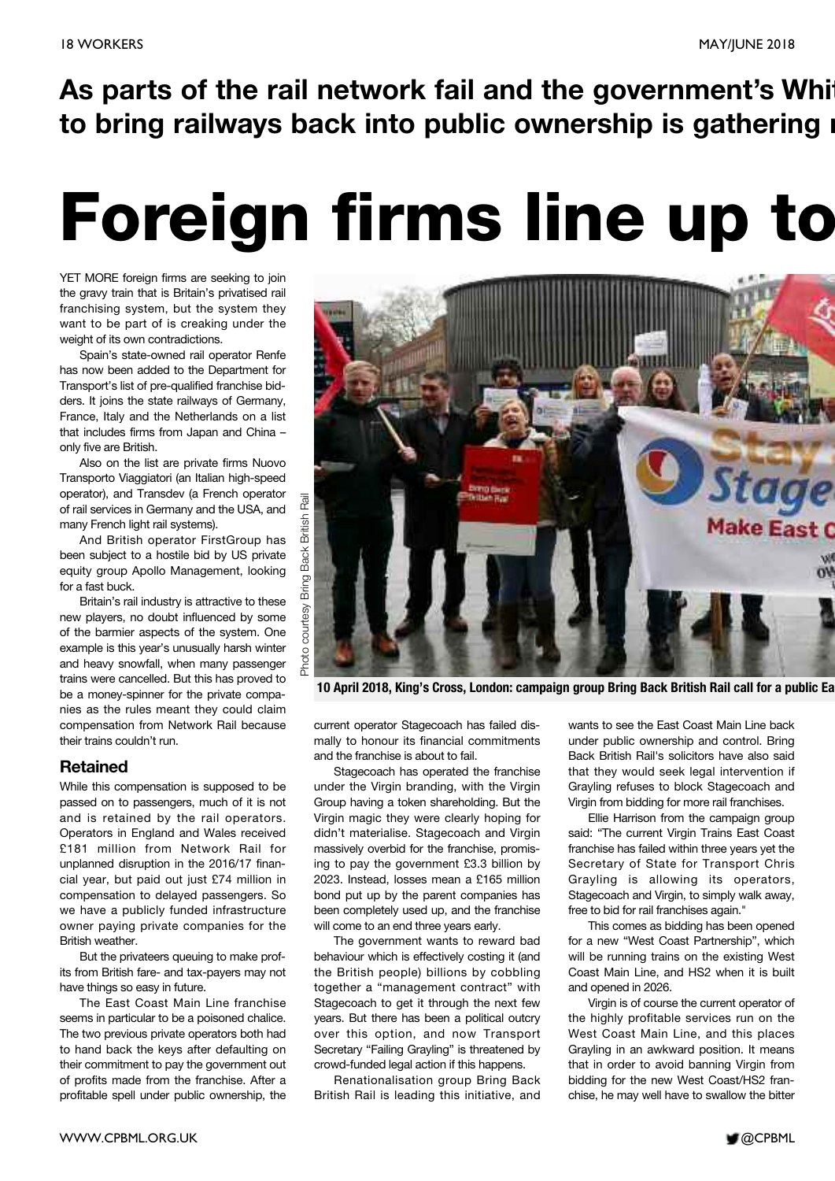**As parts of the rail network fail and the government's Whit to bring railways back into public ownership is gathering**

# Foreign firms line up to

YET MORE foreign firms are seeking to join the gravy train that is Britain's privatised rail franchising system, but the system they want to be part of is creaking under the weight of its own contradictions.

Spain's state-owned rail operator Renfe has now been added to the Department for Transport's list of pre-qualified franchise bidders. It joins the state railways of Germany, France, Italy and the Netherlands on a list that includes firms from Japan and China – only five are British.

Also on the list are private firms Nuovo Transporto Viaggiatori (an Italian high-speed operator), and Transdev (a French operator of rail services in Germany and the USA, and many French light rail systems).

And British operator FirstGroup has been subject to a hostile bid by US private equity group Apollo Management, looking for a fast buck.

Britain's rail industry is attractive to these new players, no doubt influenced by some of the barmier aspects of the system. One example is this year's unusually harsh winter and heavy snowfall, when many passenger trains were cancelled. But this has proved to be a money-spinner for the private companies as the rules meant they could claim compensation from Network Rail because their trains couldn't run.

## Retained

While this compensation is supposed to be passed on to passengers, much of it is not and is retained by the rail operators. Operators in England and Wales received £181 million from Network Rail for unplanned disruption in the 2016/17 financial year, but paid out just £74 million in compensation to delayed passengers. So we have a publicly funded infrastructure owner paying private companies for the British weather.

But the privateers queuing to make profits from British fare- and tax-payers may not have things so easy in future.

The East Coast Main Line franchise seems in particular to be a poisoned chalice. The two previous private operators both had to hand back the keys after defaulting on their commitment to pay the government out of profits made from the franchise. After a profitable spell under public ownership, the current operator Stagecoach has failed dismally to honour its financial commitments and the franchise is about to fail.

Stagecoach has operated the franchise under the Virgin branding, with the Virgin Group having a token shareholding. But the Virgin magic they were clearly hoping for didn't materialise. Stagecoach and Virgin massively overbid for the franchise, promising to pay the government £3.3 billion by 2023. Instead, losses mean a £165 million bond put up by the parent companies has been completely used up, and the franchise will come to an end three years early.

The government wants to reward bad behaviour which is effectively costing it (and the British people) billions by cobbling together a "management contract" with Stagecoach to get it through the next few years. But there has been a political outcry over this option, and now Transport Secretary "Failing Grayling" is threatened by crowd-funded legal action if this happens.

Renationalisation group Bring Back British Rail is leading this initiative, and wants to see the East Coast Main Line back under public ownership and control. Bring Back British Rail's solicitors have also said that they would seek legal intervention if Grayling refuses to block Stagecoach and Virgin from bidding for more rail franchises.

Ellie Harrison from the campaign group said: "The current Virgin Trains East Coast franchise has failed within three years yet the Secretary of State for Transport Chris Grayling is allowing its operators, Stagecoach and Virgin, to simply walk away, free to bid for rail franchises again."

This comes as bidding has been opened for a new "West Coast Partnership", which will be running trains on the existing West Coast Main Line, and HS2 when it is built and opened in 2026.

Virgin is of course the current operator of the highly profitable services run on the West Coast Main Line, and this places Grayling in an awkward position. It means that in order to avoid banning Virgin from bidding for the new West Coast/HS2 franchise, he may well have to swallow the bitter

Photo courtesy Bring Back British Rail

**10 April 2018, King's Cross, London: campaign group Bring Back British Rail call for a public Ea**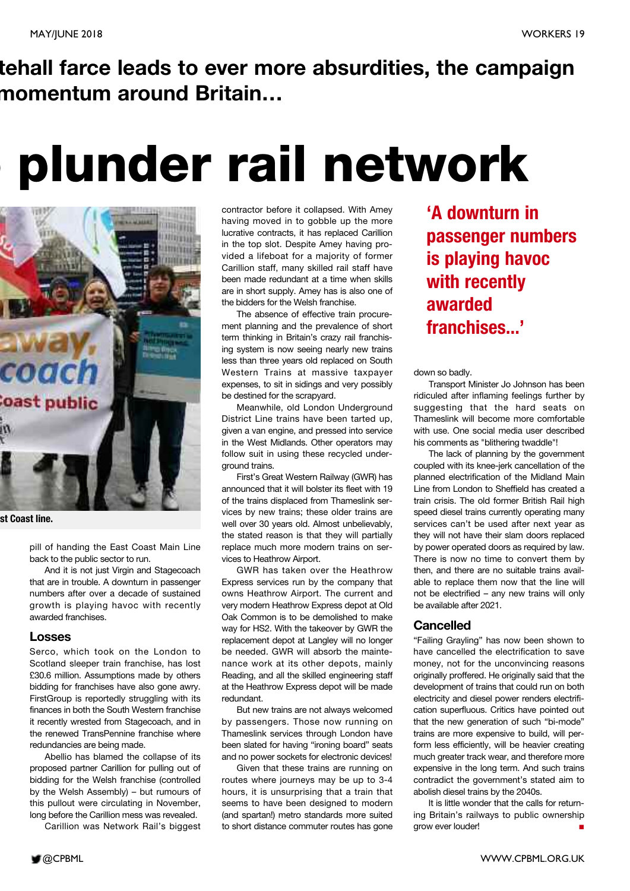**tehall farce leads to ever more absurdities, the campaign momentum around Britain…**

# plunder rail network

st Coast line.

pill of handing the East Coast Main Line back to the public sector to run.

And it is not just Virgin and Stagecoach that are in trouble. A downturn in passenger numbers after over a decade of sustained growth is playing havoc with recently awarded franchises.

## Losses

Serco, which took on the London to Scotland sleeper train franchise, has lost £30.6 million. Assumptions made by others bidding for franchises have also gone awry. FirstGroup is reportedly struggling with its finances in both the South Western franchise it recently wrested from Stagecoach, and in the renewed TransPennine franchise where redundancies are being made.

Abellio has blamed the collapse of its proposed partner Carillion for pulling out of bidding for the Welsh franchise (controlled by the Welsh Assembly) – but rumours of this pullout were circulating in November, long before the Carillion mess was revealed.

Carillion was Network Rail's biggest contractor before it collapsed. With Amey having moved in to gobble up the more lucrative contracts, it has replaced Carillion in the top slot. Despite Amey having provided a lifeboat for a majority of former Carillion staff, many skilled rail staff have been made redundant at a time when skills are in short supply. Amey has is also one of the bidders for the Welsh franchise.

The absence of effective train procurement planning and the prevalence of short term thinking in Britain's crazy rail franchising system is now seeing nearly new trains less than three years old replaced on South Western Trains at massive taxpayer expenses, to sit in sidings and very possibly be destined for the scrapyard.

Meanwhile, old London Underground District Line trains have been tarted up, given a van engine, and pressed into service in the West Midlands. Other operators may follow suit in using these recycled underground trains.

First's Great Western Railway (GWR) has announced that it will bolster its fleet with 19 of the trains displaced from Thameslink services by new trains; these older trains are well over 30 years old. Almost unbelievably, the stated reason is that they will partially replace much more modern trains on services to Heathrow Airport.

GWR has taken over the Heathrow Express services run by the company that owns Heathrow Airport. The current and very modern Heathrow Express depot at Old Oak Common is to be demolished to make way for HS2. With the takeover by GWR the replacement depot at Langley will no longer be needed. GWR will absorb the maintenance work at its other depots, mainly Reading, and all the skilled engineering staff at the Heathrow Express depot will be made redundant.

But new trains are not always welcomed by passengers. Those now running on Thameslink services through London have been slated for having "ironing board" seats and no power sockets for electronic devices!

Given that these trains are running on routes where journeys may be up to 3-4 hours, it is unsurprising that a train that seems to have been designed to modern (and spartan!) metro standards more suited to short distance commuter routes has gone down so badly.

> **'A downturn in passenger numbers is playing havoc with recently awarded franchises…'**

Transport Minister Jo Johnson has been ridiculed after inflaming feelings further by suggesting that the hard seats on Thameslink will become more comfortable with use. One social media user described his comments as "blithering twaddle"!

The lack of planning by the government coupled with its knee-jerk cancellation of the planned electrification of the Midland Main Line from London to Sheffield has created a train crisis. The old former British Rail high speed diesel trains currently operating many services can't be used after next year as they will not have their slam doors replaced by power operated doors as required by law. There is now no time to convert them by then, and there are no suitable trains available to replace them now that the line will not be electrified – any new trains will only be available after 2021.

## Cancelled

"Failing Grayling" has now been shown to have cancelled the electrification to save money, not for the unconvincing reasons originally proffered. He originally said that the development of trains that could run on both electricity and diesel power renders electrification superfluous. Critics have pointed out that the new generation of such "bi-mode" trains are more expensive to build, will perform less efficiently, will be heavier creating much greater track wear, and therefore more expensive in the long term. And such trains contradict the government's stated aim to abolish diesel trains by the 2040s.

It is little wonder that the calls for returning Britain's railways to public ownership grow ever louder! ■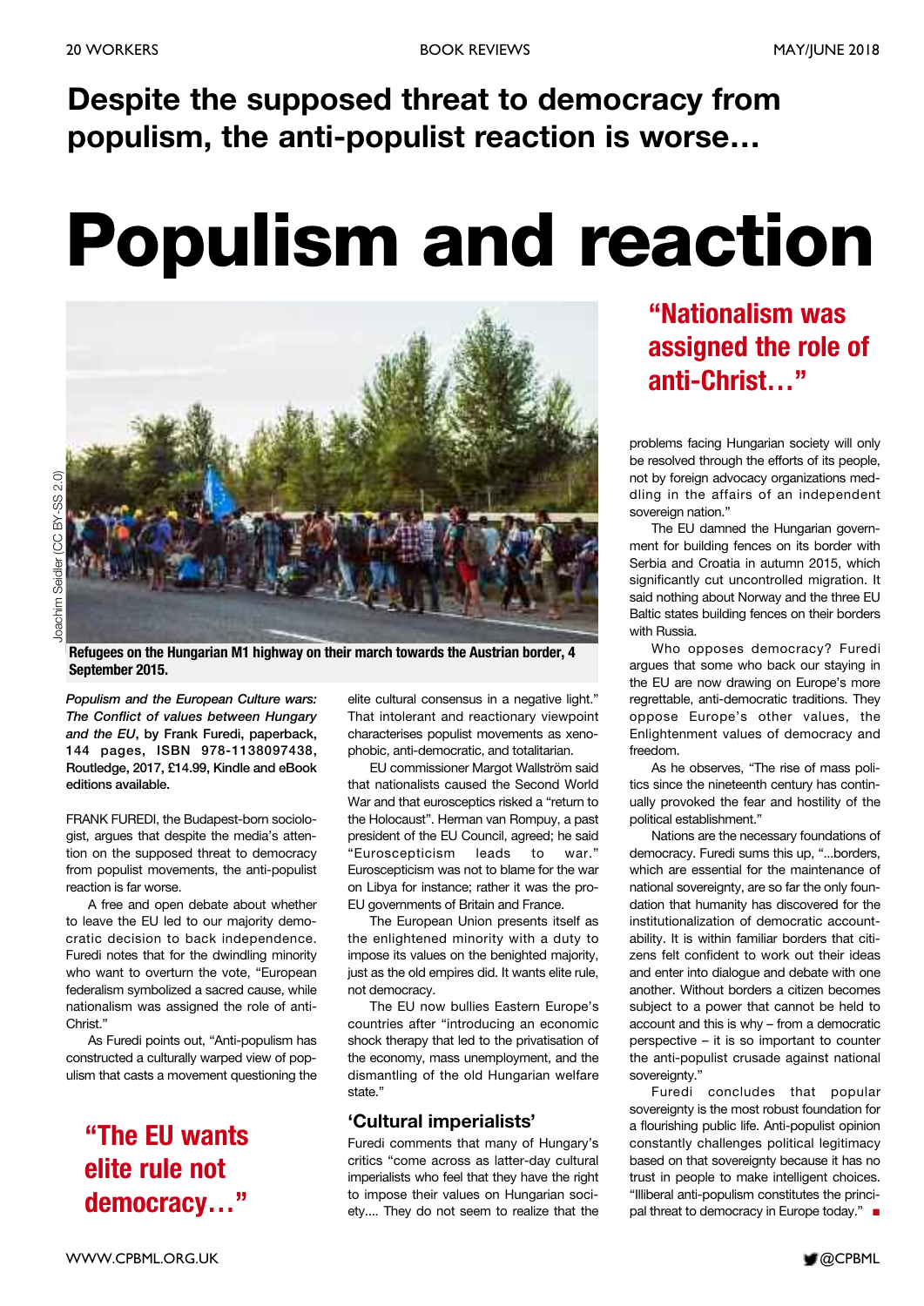**Despite the supposed threat to democracy from populism, the anti-populist reaction is worse…**

# Populism and reaction

Joachim Seidler (CC BY-SS 2.0)

**Refugees on the Hungarian M1 highway on their march towards the Austrian border, 4 September 2015.**

***Populism and the European Culture wars: The Conflict of values between Hungary and the EU*, by Frank Furedi, paperback, 144 pages, ISBN 978-1138097438, Routledge, 2017, £14.99, Kindle and eBook editions available.**

FRANK FUREDI, the Budapest-born sociologist, argues that despite the media's attention on the supposed threat to democracy from populist movements, the anti-populist reaction is far worse.

A free and open debate about whether to leave the EU led to our majority democratic decision to back independence. Furedi notes that for the dwindling minority who want to overturn the vote, "European federalism symbolized a sacred cause, while nationalism was assigned the role of anti-Christ."

As Furedi points out, "Anti-populism has constructed a culturally warped view of populism that casts a movement questioning the elite cultural consensus in a negative light." That intolerant and reactionary viewpoint characterises populist movements as xenophobic, anti-democratic, and totalitarian.

EU commissioner Margot Wallström said that nationalists caused the Second World War and that eurosceptics risked a "return to the Holocaust". Herman van Rompuy, a past president of the EU Council, agreed; he said "Euroscepticism leads to war." Euroscepticism was not to blame for the war on Libya for instance; rather it was the pro-EU governments of Britain and France.

The European Union presents itself as the enlightened minority with a duty to impose its values on the benighted majority, just as the old empires did. It wants elite rule, not democracy.

The EU now bullies Eastern Europe's countries after "introducing an economic shock therapy that led to the privatisation of the economy, mass unemployment, and the dismantling of the old Hungarian welfare state."

**"The EU wants elite rule not democracy…"**

## 'Cultural imperialists'

Furedi comments that many of Hungary's critics "come across as latter-day cultural imperialists who feel that they have the right to impose their values on Hungarian society.... They do not seem to realize that the problems facing Hungarian society will only be resolved through the efforts of its people, not by foreign advocacy organizations meddling in the affairs of an independent sovereign nation."

**"Nationalism was assigned the role of anti-Christ…"**

The EU damned the Hungarian government for building fences on its border with Serbia and Croatia in autumn 2015, which significantly cut uncontrolled migration. It said nothing about Norway and the three EU Baltic states building fences on their borders with Russia.

Who opposes democracy? Furedi argues that some who back our staying in the EU are now drawing on Europe's more regrettable, anti-democratic traditions. They oppose Europe's other values, the Enlightenment values of democracy and freedom.

As he observes, "The rise of mass politics since the nineteenth century has continually provoked the fear and hostility of the political establishment."

Nations are the necessary foundations of democracy. Furedi sums this up, "...borders, which are essential for the maintenance of national sovereignty, are so far the only foundation that humanity has discovered for the institutionalization of democratic accountability. It is within familiar borders that citizens felt confident to work out their ideas and enter into dialogue and debate with one another. Without borders a citizen becomes subject to a power that cannot be held to account and this is why – from a democratic perspective – it is so important to counter the anti-populist crusade against national sovereignty."

Furedi concludes that popular sovereignty is the most robust foundation for a flourishing public life. Anti-populist opinion constantly challenges political legitimacy based on that sovereignty because it has no trust in people to make intelligent choices. "Illiberal anti-populism constitutes the principal threat to democracy in Europe today." ■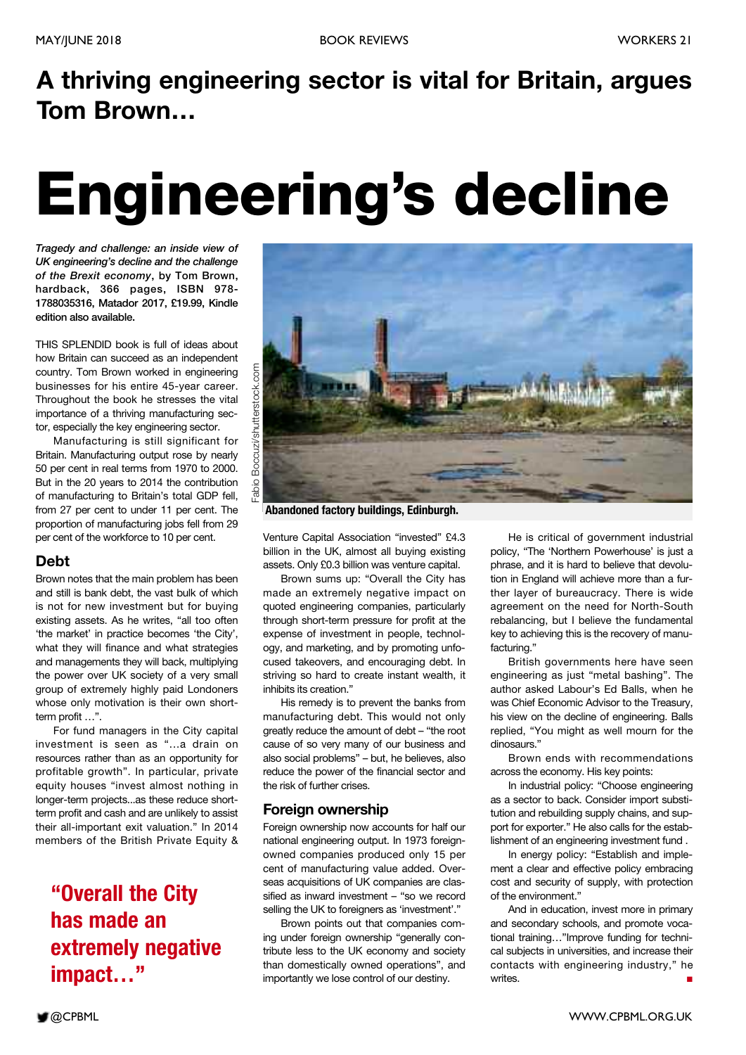**A thriving engineering sector is vital for Britain, argues Tom Brown…**

# Engineering's decline

***Tragedy and challenge: an inside view of UK engineering's decline and the challenge of the Brexit economy*, by Tom Brown, hardback, 366 pages, ISBN 978-1788035316, Matador 2017, £19.99, Kindle edition also available.**

THIS SPLENDID book is full of ideas about how Britain can succeed as an independent country. Tom Brown worked in engineering businesses for his entire 45-year career. Throughout the book he stresses the vital importance of a thriving manufacturing sector, especially the key engineering sector.

Manufacturing is still significant for Britain. Manufacturing output rose by nearly 50 per cent in real terms from 1970 to 2000. But in the 20 years to 2014 the contribution of manufacturing to Britain's total GDP fell, from 27 per cent to under 11 per cent. The proportion of manufacturing jobs fell from 29 per cent of the workforce to 10 per cent.

## Debt

Brown notes that the main problem has been and still is bank debt, the vast bulk of which is not for new investment but for buying existing assets. As he writes, "all too often 'the market' in practice becomes 'the City', what they will finance and what strategies and managements they will back, multiplying the power over UK society of a very small group of extremely highly paid Londoners whose only motivation is their own short-term profit …".

For fund managers in the City capital investment is seen as "…a drain on resources rather than as an opportunity for profitable growth". In particular, private equity houses "invest almost nothing in longer-term projects...as these reduce short-term profit and cash and are unlikely to assist their all-important exit valuation." In 2014 members of the British Private Equity & Venture Capital Association "invested" £4.3 billion in the UK, almost all buying existing assets. Only £0.3 billion was venture capital.

**"Overall the City has made an extremely negative impact…"**

Abandoned factory buildings, Edinburgh.

Brown sums up: "Overall the City has made an extremely negative impact on quoted engineering companies, particularly through short-term pressure for profit at the expense of investment in people, technology, and marketing, and by promoting unfocused takeovers, and encouraging debt. In striving so hard to create instant wealth, it inhibits its creation."

His remedy is to prevent the banks from manufacturing debt. This would not only greatly reduce the amount of debt – "the root cause of so very many of our business and also social problems" – but, he believes, also reduce the power of the financial sector and the risk of further crises.

## Foreign ownership

Foreign ownership now accounts for half our national engineering output. In 1973 foreign-owned companies produced only 15 per cent of manufacturing value added. Overseas acquisitions of UK companies are classified as inward investment – "so we record selling the UK to foreigners as 'investment'."

Brown points out that companies coming under foreign ownership "generally contribute less to the UK economy and society than domestically owned operations", and importantly we lose control of our destiny.

He is critical of government industrial policy, "The 'Northern Powerhouse' is just a phrase, and it is hard to believe that devolution in England will achieve more than a further layer of bureaucracy. There is wide agreement on the need for North-South rebalancing, but I believe the fundamental key to achieving this is the recovery of manufacturing."

British governments here have seen engineering as just "metal bashing". The author asked Labour's Ed Balls, when he was Chief Economic Advisor to the Treasury, his view on the decline of engineering. Balls replied, "You might as well mourn for the dinosaurs."

Brown ends with recommendations across the economy. His key points:

In industrial policy: "Choose engineering as a sector to back. Consider import substitution and rebuilding supply chains, and support for exporter." He also calls for the establishment of an engineering investment fund .

In energy policy: "Establish and implement a clear and effective policy embracing cost and security of supply, with protection of the environment."

And in education, invest more in primary and secondary schools, and promote vocational training…"Improve funding for technical subjects in universities, and increase their contacts with engineering industry," he writes. ■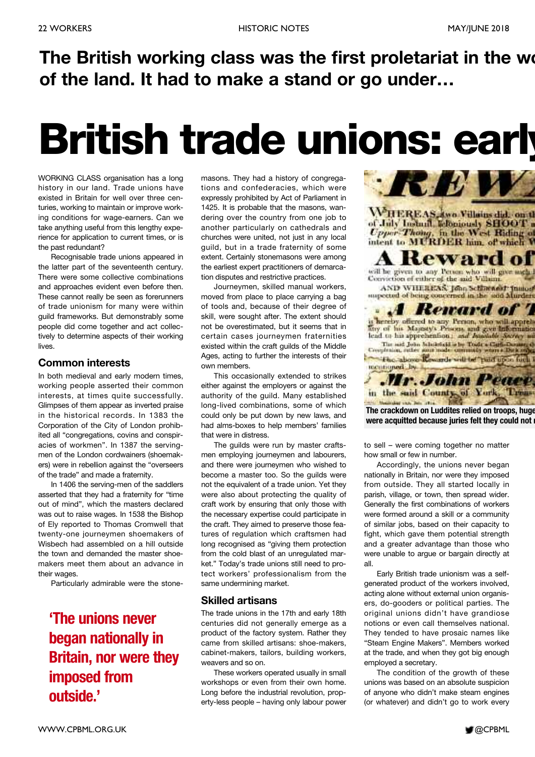**The British working class was the first proletariat in the wo of the land. It had to make a stand or go under…**

# British trade unions: earl

WORKING CLASS organisation has a long history in our land. Trade unions have existed in Britain for well over three centuries, working to maintain or improve working conditions for wage-earners. Can we take anything useful from this lengthy experience for application to current times, or is the past redundant?

Recognisable trade unions appeared in the latter part of the seventeenth century. There were some collective combinations and approaches evident even before then. These cannot really be seen as forerunners of trade unionism for many were within guild frameworks. But demonstrably some people did come together and act collectively to determine aspects of their working lives.

## Common interests

In both medieval and early modern times, working people asserted their common interests, at times quite successfully. Glimpses of them appear as inverted praise in the historical records. In 1383 the Corporation of the City of London prohibited all "congregations, covins and conspiracies of workmen". In 1387 the serving-men of the London cordwainers (shoemakers) were in rebellion against the "overseers of the trade" and made a fraternity.

In 1406 the serving-men of the saddlers asserted that they had a fraternity for "time out of mind", which the masters declared was out to raise wages. In 1538 the Bishop of Ely reported to Thomas Cromwell that twenty-one journeymen shoemakers of Wisbech had assembled on a hill outside the town and demanded the master shoemakers meet them about an advance in their wages.

Particularly admirable were the stonemasons. They had a history of congregations and confederacies, which were expressly prohibited by Act of Parliament in 1425. It is probable that the masons, wandering over the country from one job to another particularly on cathedrals and churches were united, not just in any local guild, but in a trade fraternity of some extent. Certainly stonemasons were among the earliest expert practitioners of demarcation disputes and restrictive practices.

**'The unions never began nationally in Britain, nor were they imposed from outside.'**

Journeymen, skilled manual workers, moved from place to place carrying a bag of tools and, because of their degree of skill, were sought after. The extent should not be overestimated, but it seems that in certain cases journeymen fraternities existed within the craft guilds of the Middle Ages, acting to further the interests of their own members.

This occasionally extended to strikes either against the employers or against the authority of the guild. Many established long-lived combinations, some of which could only be put down by new laws, and had alms-boxes to help members' families that were in distress.

The guilds were run by master craftsmen employing journeymen and labourers, and there were journeymen who wished to become a master too. So the guilds were not the equivalent of a trade union. Yet they were also about protecting the quality of craft work by ensuring that only those with the necessary expertise could participate in the craft. They aimed to preserve those features of regulation which craftsmen had long recognised as "giving them protection from the cold blast of an unregulated market." Today's trade unions still need to protect workers' professionalism from the same undermining market.

## Skilled artisans

The trade unions in the 17th and early 18th centuries did not generally emerge as a product of the factory system. Rather they came from skilled artisans: shoe-makers, cabinet-makers, tailors, building workers, weavers and so on.

These workers operated usually in small workshops or even from their own home. Long before the industrial revolution, property-less people – having only labour power to sell – were coming together no matter how small or few in number.

The crackdown on Luddites relied on troops, huge were acquitted because juries felt they could not

Accordingly, the unions never began nationally in Britain, nor were they imposed from outside. They all started locally in parish, village, or town, then spread wider. Generally the first combinations of workers were formed around a skill or a community of similar jobs, based on their capacity to fight, which gave them potential strength and a greater advantage than those who were unable to argue or bargain directly at all.

Early British trade unionism was a self-generated product of the workers involved, acting alone without external union organisers, do-gooders or political parties. The original unions didn't have grandiose notions or even call themselves national. They tended to have prosaic names like "Steam Engine Makers". Members worked at the trade, and when they got big enough employed a secretary.

The condition of the growth of these unions was based on an absolute suspicion of anyone who didn't make steam engines (or whatever) and didn't go to work every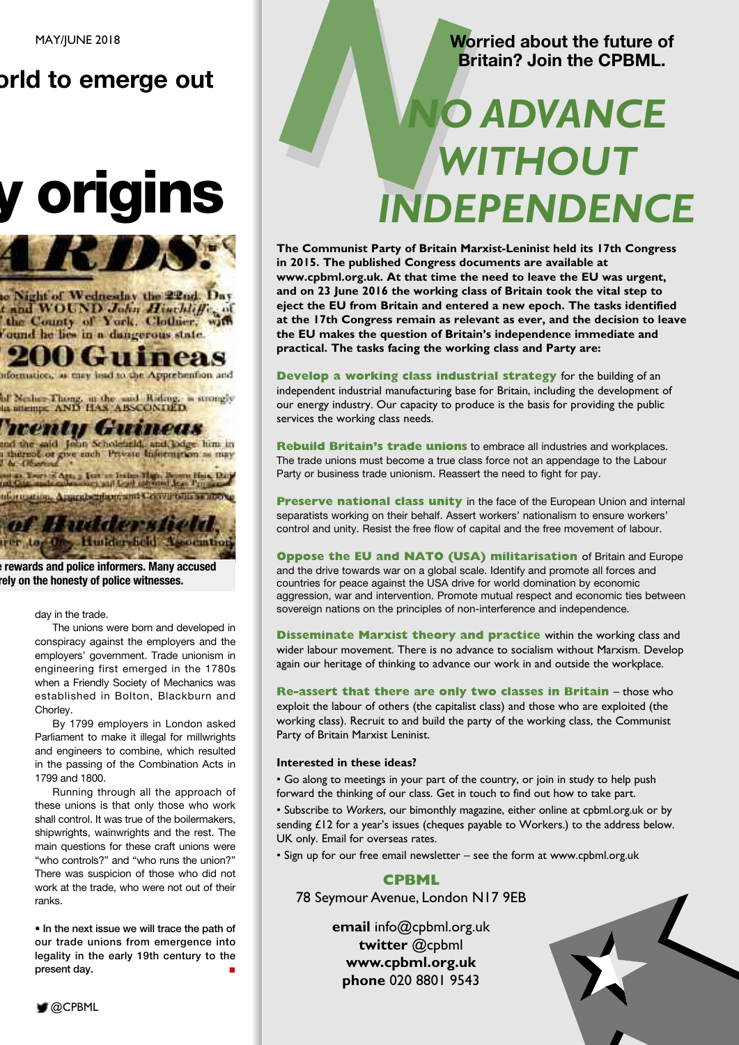## orld to emerge out

# y origins

e rewards and police informers. Many accused rely on the honesty of police witnesses.

day in the trade.

The unions were born and developed in conspiracy against the employers and the employers' government. Trade unionism in engineering first emerged in the 1780s when a Friendly Society of Mechanics was established in Bolton, Blackburn and Chorley.

By 1799 employers in London asked Parliament to make it illegal for millwrights and engineers to combine, which resulted in the passing of the Combination Acts in 1799 and 1800.

Running through all the approach of these unions is that only those who work shall control. It was true of the boilermakers, shipwrights, wainwrights and the rest. The main questions for these craft unions were "who controls?" and "who runs the union?" There was suspicion of those who did not work at the trade, who were not out of their ranks.

**• In the next issue we will trace the path of our trade unions from emergence into legality in the early 19th century to the present day.**

**Worried about the future of Britain? Join the CPBML.**

# *NO ADVANCE WITHOUT INDEPENDENCE*

**The Communist Party of Britain Marxist-Leninist held its 17th Congress in 2015. The published Congress documents are available at www.cpbml.org.uk. At that time the need to leave the EU was urgent, and on 23 June 2016 the working class of Britain took the vital step to eject the EU from Britain and entered a new epoch. The tasks identified at the 17th Congress remain as relevant as ever, and the decision to leave the EU makes the question of Britain's independence immediate and practical. The tasks facing the working class and Party are:**

**Develop a working class industrial strategy** for the building of an independent industrial manufacturing base for Britain, including the development of our energy industry. Our capacity to produce is the basis for providing the public services the working class needs.

**Rebuild Britain's trade unions** to embrace all industries and workplaces. The trade unions must become a true class force not an appendage to the Labour Party or business trade unionism. Reassert the need to fight for pay.

**Preserve national class unity** in the face of the European Union and internal separatists working on their behalf. Assert workers' nationalism to ensure workers' control and unity. Resist the free flow of capital and the free movement of labour.

**Oppose the EU and NATO (USA) militarisation** of Britain and Europe and the drive towards war on a global scale. Identify and promote all forces and countries for peace against the USA drive for world domination by economic aggression, war and intervention. Promote mutual respect and economic ties between sovereign nations on the principles of non-interference and independence.

**Disseminate Marxist theory and practice** within the working class and wider labour movement. There is no advance to socialism without Marxism. Develop again our heritage of thinking to advance our work in and outside the workplace.

**Re-assert that there are only two classes in Britain** – those who exploit the labour of others (the capitalist class) and those who are exploited (the working class). Recruit to and build the party of the working class, the Communist Party of Britain Marxist Leninist.

**Interested in these ideas?**

• Go along to meetings in your part of the country, or join in study to help push forward the thinking of our class. Get in touch to find out how to take part.

• Subscribe to *Workers*, our bimonthly magazine, either online at cpbml.org.uk or by sending £12 for a year's issues (cheques payable to Workers.) to the address below. UK only. Email for overseas rates.

• Sign up for our free email newsletter – see the form at www.cpbml.org.uk

**CPBML**
78 Seymour Avenue, London N17 9EB

**email** info@cpbml.org.uk
**twitter** @cpbml
**www.cpbml.org.uk**
**phone** 020 8801 9543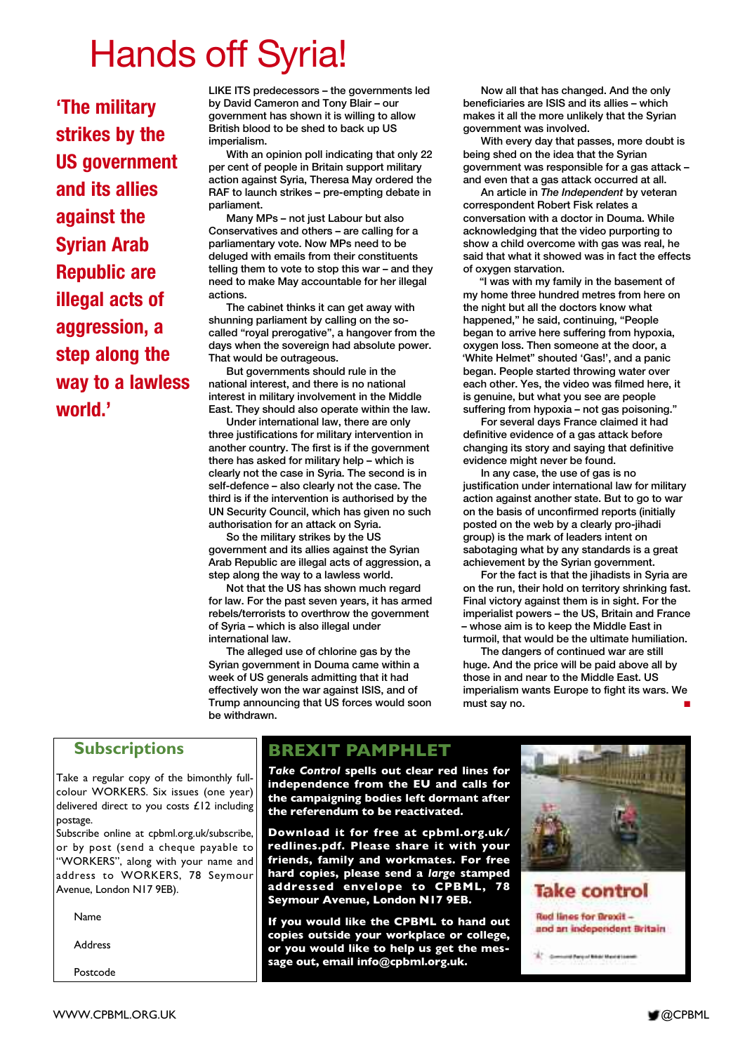# Hands off Syria!

**'The military strikes by the US government and its allies against the Syrian Arab Republic are illegal acts of aggression, a step along the way to a lawless world.'**

LIKE ITS predecessors – the governments led by David Cameron and Tony Blair – our government has shown it is willing to allow British blood to be shed to back up US imperialism.

With an opinion poll indicating that only 22 per cent of people in Britain support military action against Syria, Theresa May ordered the RAF to launch strikes – pre-empting debate in parliament.

Many MPs – not just Labour but also Conservatives and others – are calling for a parliamentary vote. Now MPs need to be deluged with emails from their constituents telling them to vote to stop this war – and they need to make May accountable for her illegal actions.

The cabinet thinks it can get away with shunning parliament by calling on the so-called "royal prerogative", a hangover from the days when the sovereign had absolute power. That would be outrageous.

But governments should rule in the national interest, and there is no national interest in military involvement in the Middle East. They should also operate within the law.

Under international law, there are only three justifications for military intervention in another country. The first is if the government there has asked for military help – which is clearly not the case in Syria. The second is in self-defence – also clearly not the case. The third is if the intervention is authorised by the UN Security Council, which has given no such authorisation for an attack on Syria.

So the military strikes by the US government and its allies against the Syrian Arab Republic are illegal acts of aggression, a step along the way to a lawless world.

Not that the US has shown much regard for law. For the past seven years, it has armed rebels/terrorists to overthrow the government of Syria – which is also illegal under international law.

The alleged use of chlorine gas by the Syrian government in Douma came within a week of US generals admitting that it had effectively won the war against ISIS, and of Trump announcing that US forces would soon be withdrawn.

Now all that has changed. And the only beneficiaries are ISIS and its allies – which makes it all the more unlikely that the Syrian government was involved.

With every day that passes, more doubt is being shed on the idea that the Syrian government was responsible for a gas attack – and even that a gas attack occurred at all.

An article in *The Independent* by veteran correspondent Robert Fisk relates a conversation with a doctor in Douma. While acknowledging that the video purporting to show a child overcome with gas was real, he said that what it showed was in fact the effects of oxygen starvation.

"I was with my family in the basement of my home three hundred metres from here on the night but all the doctors know what happened," he said, continuing, "People began to arrive here suffering from hypoxia, oxygen loss. Then someone at the door, a 'White Helmet' shouted 'Gas!', and a panic began. People started throwing water over each other. Yes, the video was filmed here, it is genuine, but what you see are people suffering from hypoxia – not gas poisoning."

For several days France claimed it had definitive evidence of a gas attack before changing its story and saying that definitive evidence might never be found.

In any case, the use of gas is no justification under international law for military action against another state. But to go to war on the basis of unconfirmed reports (initially posted on the web by a clearly pro-jihadi group) is the mark of leaders intent on sabotaging what by any standards is a great achievement by the Syrian government.

For the fact is that the jihadists in Syria are on the run, their hold on territory shrinking fast. Final victory against them is in sight. For the imperialist powers – the US, Britain and France – whose aim is to keep the Middle East in turmoil, that would be the ultimate humiliation.

The dangers of continued war are still huge. And the price will be paid above all by those in and near to the Middle East. US imperialism wants Europe to fight its wars. We must say no. ■

## Subscriptions

Take a regular copy of the bimonthly full-colour WORKERS. Six issues (one year) delivered direct to you costs £12 including postage.

Subscribe online at cpbml.org.uk/subscribe, or by post (send a cheque payable to "WORKERS", along with your name and address to WORKERS, 78 Seymour Avenue, London N17 9EB).

Name

Address

Postcode

## BREXIT PAMPHLET

***Take Control* spells out clear red lines for independence from the EU and calls for the campaigning bodies left dormant after the referendum to be reactivated.**

**Download it for free at cpbml.org.uk/redlines.pdf. Please share it with your friends, family and workmates. For free hard copies, please send a *large* stamped addressed envelope to CPBML, 78 Seymour Avenue, London N17 9EB.**

**If you would like the CPBML to hand out copies outside your workplace or college, or you would like to help us get the message out, email info@cpbml.org.uk.**

Take control

Red lines for Brexit – and an independent Britain